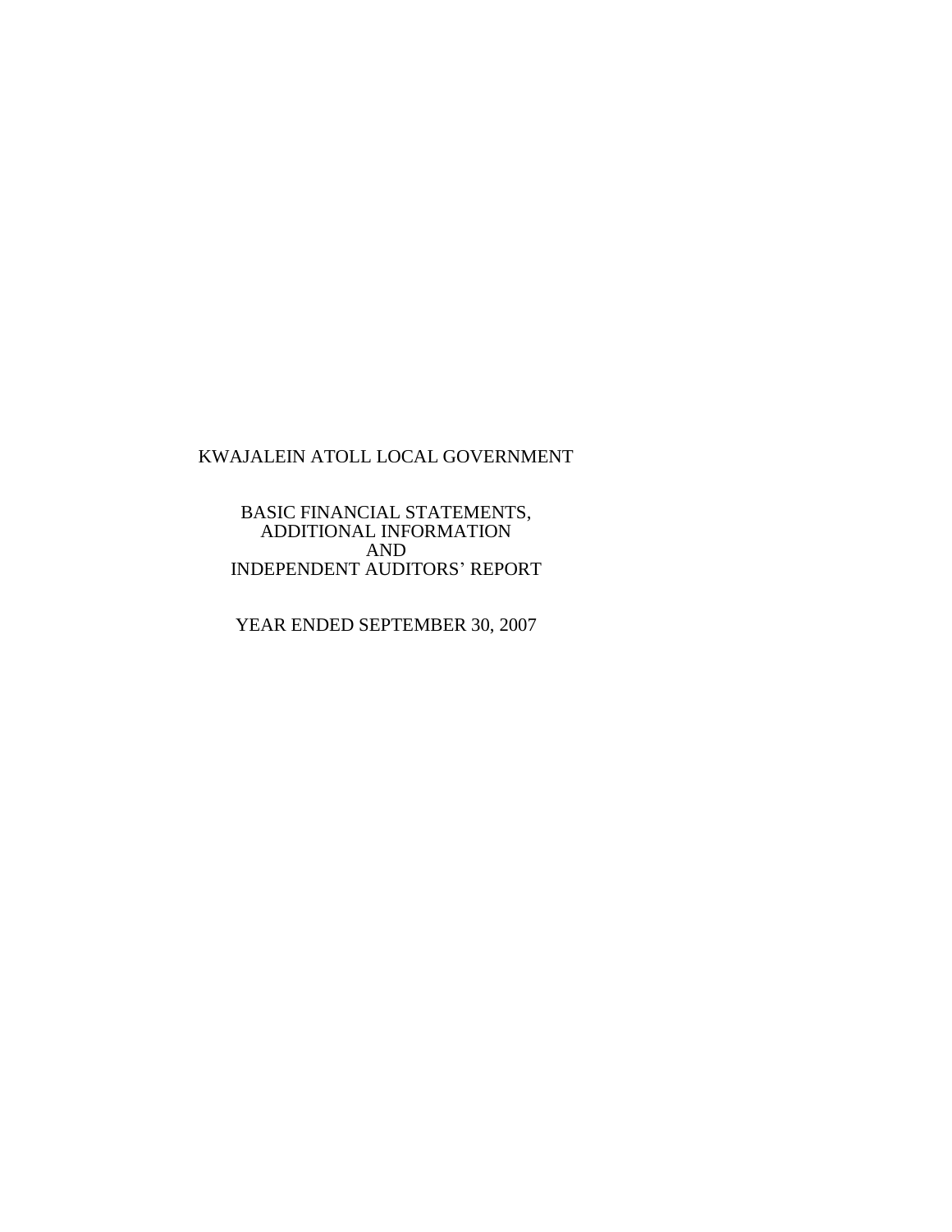# KWAJALEIN ATOLL LOCAL GOVERNMENT

BASIC FINANCIAL STATEMENTS,
ADDITIONAL INFORMATION
AND
INDEPENDENT AUDITORS' REPORT

YEAR ENDED SEPTEMBER 30, 2007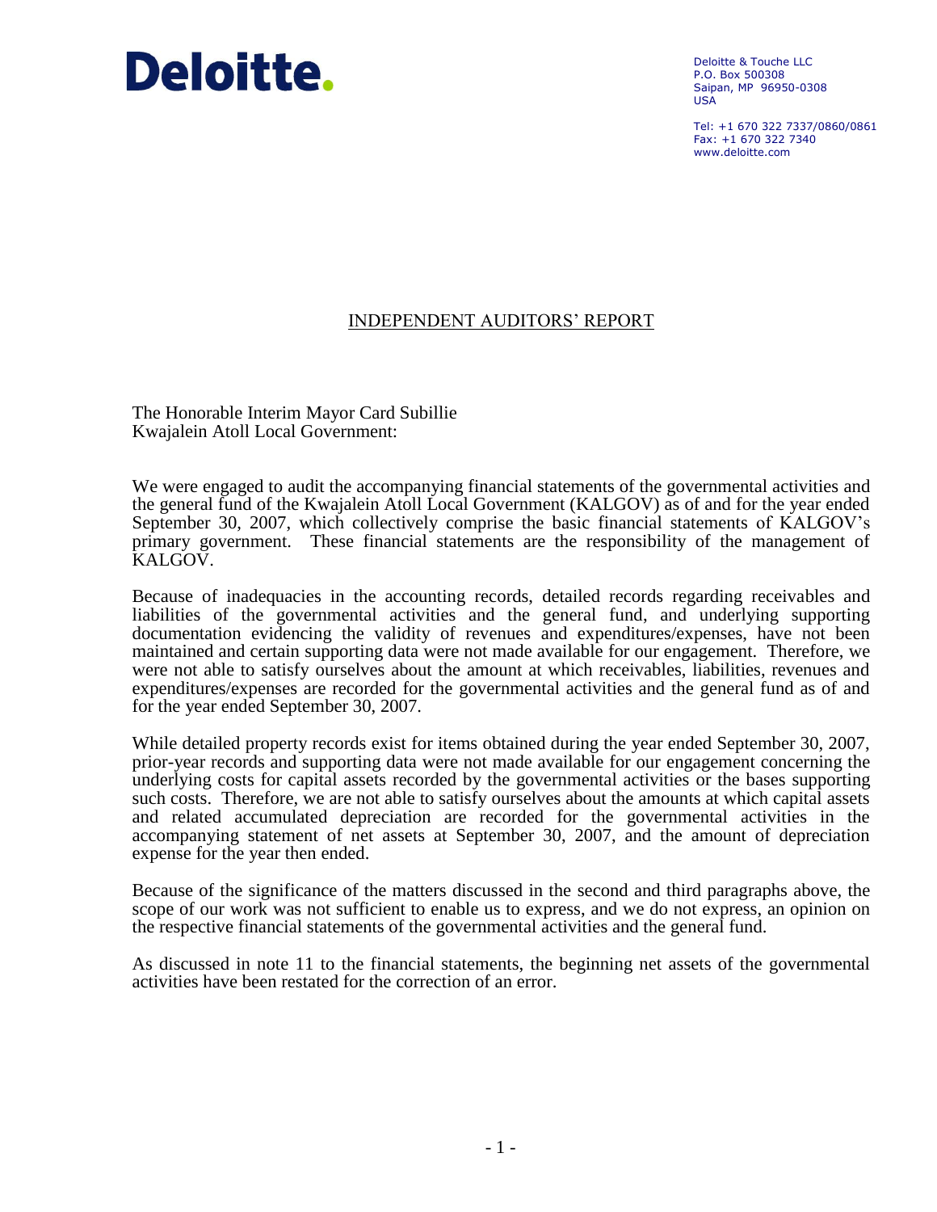Deloitte.

Deloitte & Touche LLC
P.O. Box 500308
Saipan, MP 96950-0308
USA

Tel: +1 670 322 7337/0860/0861
Fax: +1 670 322 7340
www.deloitte.com

# INDEPENDENT AUDITORS' REPORT

The Honorable Interim Mayor Card Subillie
Kwajalein Atoll Local Government:

We were engaged to audit the accompanying financial statements of the governmental activities and the general fund of the Kwajalein Atoll Local Government (KALGOV) as of and for the year ended September 30, 2007, which collectively comprise the basic financial statements of KALGOV's primary government. These financial statements are the responsibility of the management of KALGOV.

Because of inadequacies in the accounting records, detailed records regarding receivables and liabilities of the governmental activities and the general fund, and underlying supporting documentation evidencing the validity of revenues and expenditures/expenses, have not been maintained and certain supporting data were not made available for our engagement. Therefore, we were not able to satisfy ourselves about the amount at which receivables, liabilities, revenues and expenditures/expenses are recorded for the governmental activities and the general fund as of and for the year ended September 30, 2007.

While detailed property records exist for items obtained during the year ended September 30, 2007, prior-year records and supporting data were not made available for our engagement concerning the underlying costs for capital assets recorded by the governmental activities or the bases supporting such costs. Therefore, we are not able to satisfy ourselves about the amounts at which capital assets and related accumulated depreciation are recorded for the governmental activities in the accompanying statement of net assets at September 30, 2007, and the amount of depreciation expense for the year then ended.

Because of the significance of the matters discussed in the second and third paragraphs above, the scope of our work was not sufficient to enable us to express, and we do not express, an opinion on the respective financial statements of the governmental activities and the general fund.

As discussed in note 11 to the financial statements, the beginning net assets of the governmental activities have been restated for the correction of an error.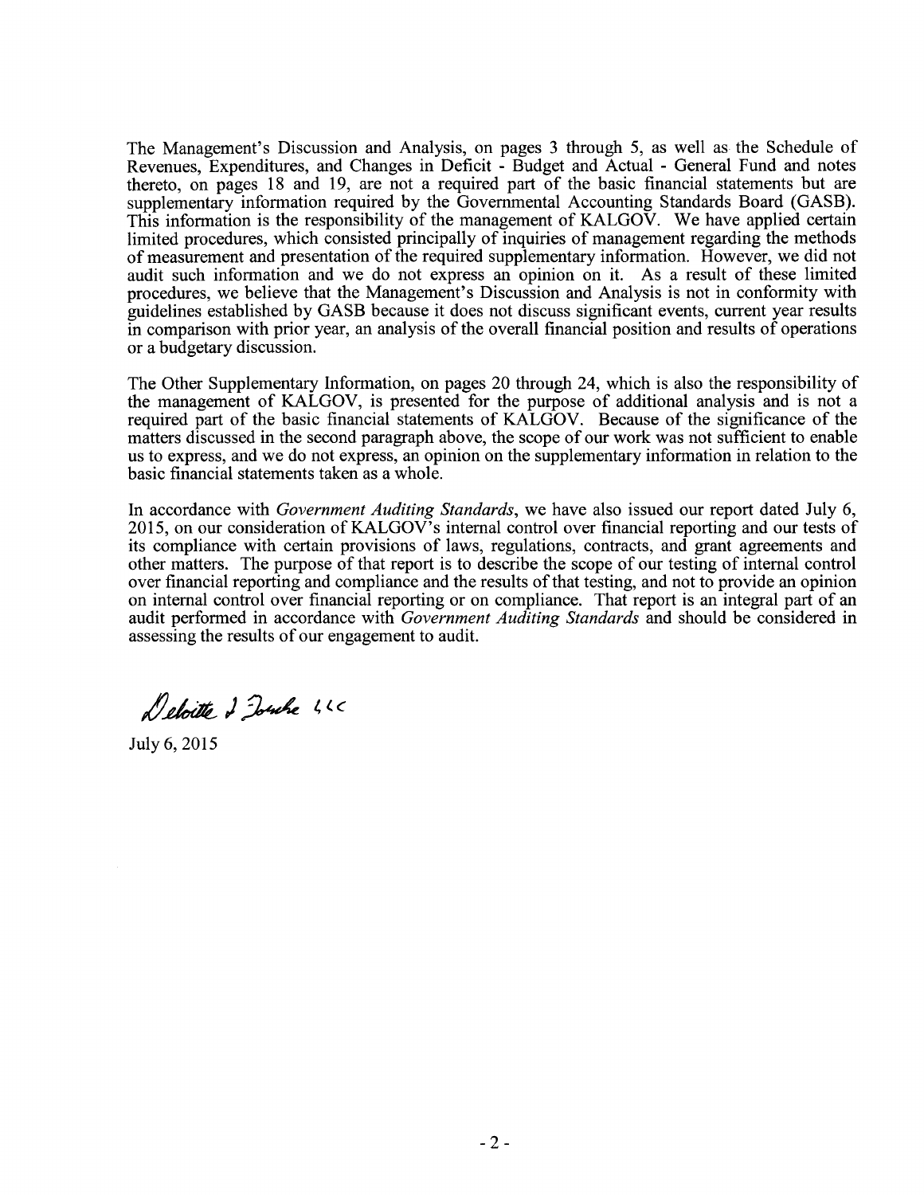The Management's Discussion and Analysis, on pages 3 through 5, as well as the Schedule of Revenues, Expenditures, and Changes in Deficit - Budget and Actual - General Fund and notes thereto, on pages 18 and 19, are not a required part of the basic financial statements but are supplementary information required by the Governmental Accounting Standards Board (GASB). This information is the responsibility of the management of KALGOV. We have applied certain limited procedures, which consisted principally of inquiries of management regarding the methods of measurement and presentation of the required supplementary information. However, we did not audit such information and we do not express an opinion on it. As a result of these limited procedures, we believe that the Management's Discussion and Analysis is not in conformity with guidelines established by GASB because it does not discuss significant events, current year results in comparison with prior year, an analysis of the overall financial position and results of operations or a budgetary discussion.

The Other Supplementary Information, on pages 20 through 24, which is also the responsibility of the management of KALGOV, is presented for the purpose of additional analysis and is not a required part of the basic financial statements of KALGOV. Because of the significance of the matters discussed in the second paragraph above, the scope of our work was not sufficient to enable us to express, and we do not express, an opinion on the supplementary information in relation to the basic financial statements taken as a whole.

In accordance with *Government Auditing Standards*, we have also issued our report dated July 6, 2015, on our consideration of KALGOV's internal control over financial reporting and our tests of its compliance with certain provisions of laws, regulations, contracts, and grant agreements and other matters. The purpose of that report is to describe the scope of our testing of internal control over financial reporting and compliance and the results of that testing, and not to provide an opinion on internal control over financial reporting or on compliance. That report is an integral part of an audit performed in accordance with *Government Auditing Standards* and should be considered in assessing the results of our engagement to audit.

Deloitte & Touche LLC

July 6, 2015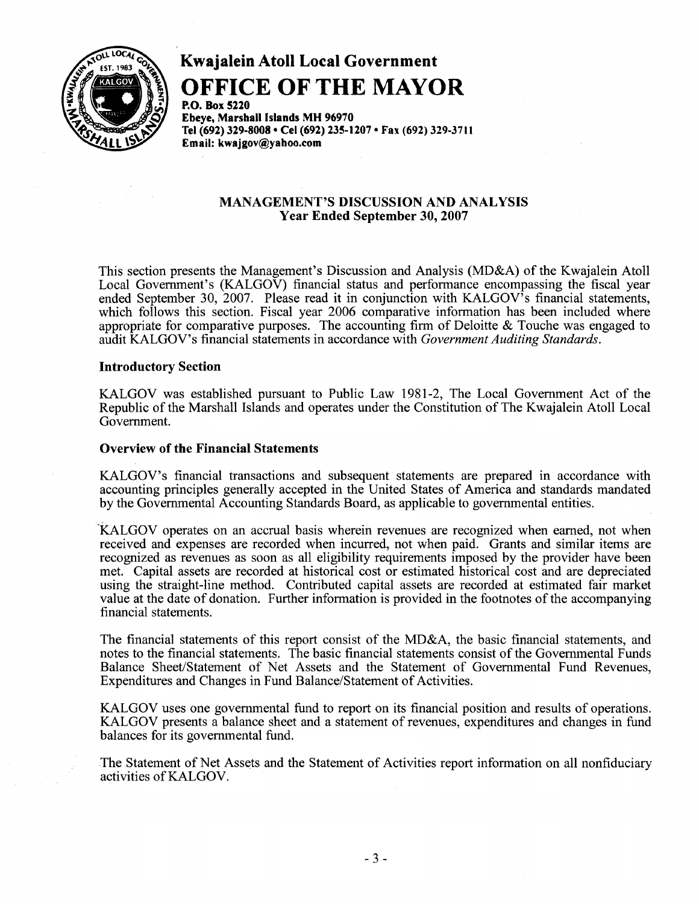# Kwajalein Atoll Local Government

# OFFICE OF THE MAYOR

**P.O. Box 5220**
**Ebeye, Marshall Islands MH 96970**
**Tel (692) 329-8008 • Cel (692) 235-1207 • Fax (692) 329-3711**
**Email: kwajgov@yahoo.com**

## MANAGEMENT'S DISCUSSION AND ANALYSIS
## Year Ended September 30, 2007

This section presents the Management's Discussion and Analysis (MD&A) of the Kwajalein Atoll Local Government's (KALGOV) financial status and performance encompassing the fiscal year ended September 30, 2007. Please read it in conjunction with KALGOV's financial statements, which follows this section. Fiscal year 2006 comparative information has been included where appropriate for comparative purposes. The accounting firm of Deloitte & Touche was engaged to audit KALGOV's financial statements in accordance with *Government Auditing Standards*.

### Introductory Section

KALGOV was established pursuant to Public Law 1981-2, The Local Government Act of the Republic of the Marshall Islands and operates under the Constitution of The Kwajalein Atoll Local Government.

### Overview of the Financial Statements

KALGOV's financial transactions and subsequent statements are prepared in accordance with accounting principles generally accepted in the United States of America and standards mandated by the Governmental Accounting Standards Board, as applicable to governmental entities.

KALGOV operates on an accrual basis wherein revenues are recognized when earned, not when received and expenses are recorded when incurred, not when paid. Grants and similar items are recognized as revenues as soon as all eligibility requirements imposed by the provider have been met. Capital assets are recorded at historical cost or estimated historical cost and are depreciated using the straight-line method. Contributed capital assets are recorded at estimated fair market value at the date of donation. Further information is provided in the footnotes of the accompanying financial statements.

The financial statements of this report consist of the MD&A, the basic financial statements, and notes to the financial statements. The basic financial statements consist of the Governmental Funds Balance Sheet/Statement of Net Assets and the Statement of Governmental Fund Revenues, Expenditures and Changes in Fund Balance/Statement of Activities.

KALGOV uses one governmental fund to report on its financial position and results of operations. KALGOV presents a balance sheet and a statement of revenues, expenditures and changes in fund balances for its governmental fund.

The Statement of Net Assets and the Statement of Activities report information on all nonfiduciary activities of KALGOV.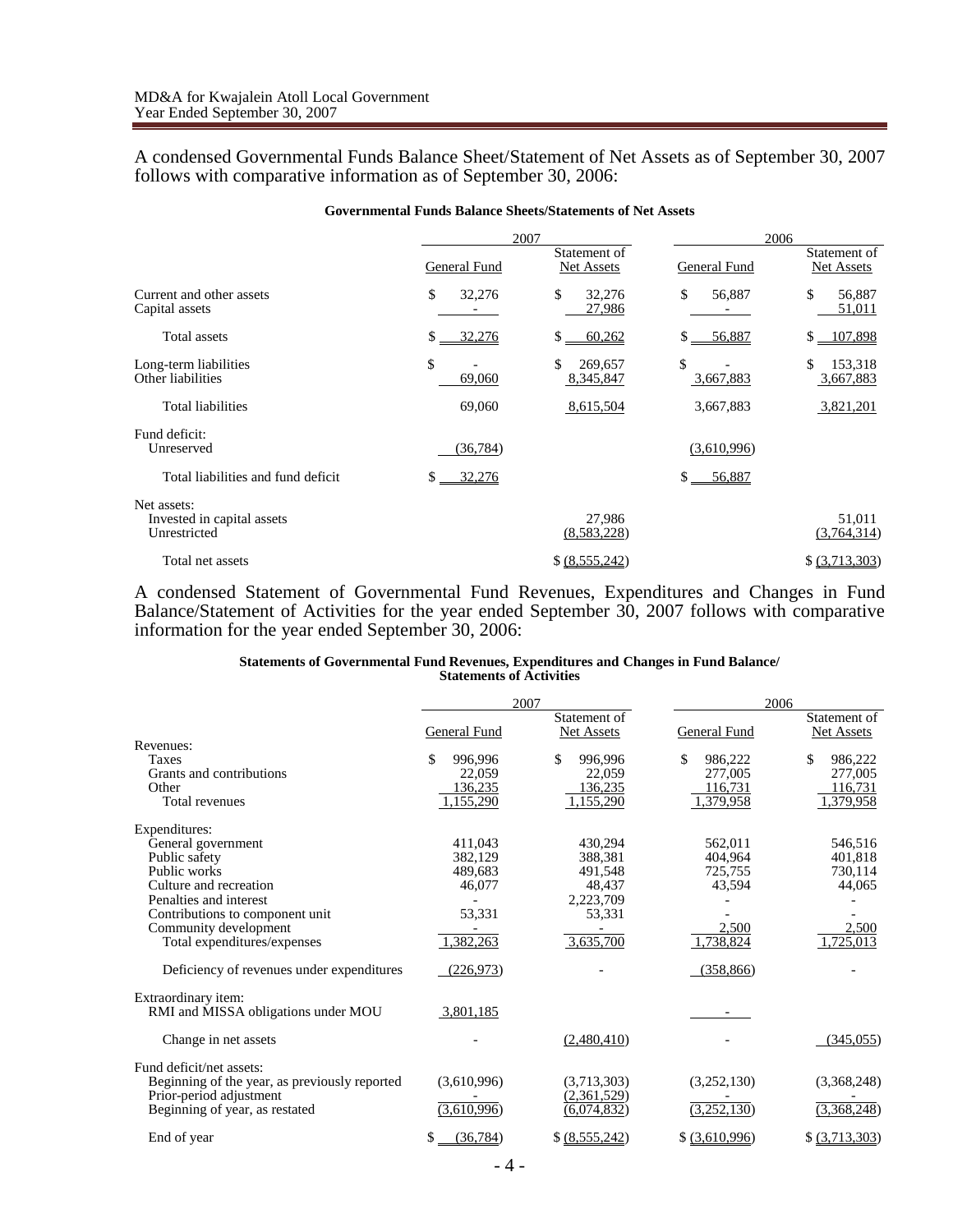A condensed Governmental Funds Balance Sheet/Statement of Net Assets as of September 30, 2007 follows with comparative information as of September 30, 2006:

**Governmental Funds Balance Sheets/Statements of Net Assets**

| | 2007 | | 2006 | |
|---|---|---|---|---|
| | General Fund | Statement of Net Assets | General Fund | Statement of Net Assets |
| Current and other assets | $ 32,276 | $ 32,276 | $ 56,887 | $ 56,887 |
| Capital assets | - | 27,986 | - | 51,011 |
| Total assets | $ 32,276 | $ 60,262 | $ 56,887 | $ 107,898 |
| Long-term liabilities | $ - | $ 269,657 | $ - | $ 153,318 |
| Other liabilities | 69,060 | 8,345,847 | 3,667,883 | 3,667,883 |
| Total liabilities | 69,060 | 8,615,504 | 3,667,883 | 3,821,201 |
| Fund deficit: | | | | |
| Unreserved | (36,784) | | (3,610,996) | |
| Total liabilities and fund deficit | $ 32,276 | | $ 56,887 | |
| Net assets: | | | | |
| Invested in capital assets | | 27,986 | | 51,011 |
| Unrestricted | | (8,583,228) | | (3,764,314) |
| Total net assets | | $ (8,555,242) | | $ (3,713,303) |

A condensed Statement of Governmental Fund Revenues, Expenditures and Changes in Fund Balance/Statement of Activities for the year ended September 30, 2007 follows with comparative information for the year ended September 30, 2006:

**Statements of Governmental Fund Revenues, Expenditures and Changes in Fund Balance/ Statements of Activities**

| | 2007 | | 2006 | |
|---|---|---|---|---|
| | General Fund | Statement of Net Assets | General Fund | Statement of Net Assets |
| Revenues: | | | | |
| Taxes | $ 996,996 | $ 996,996 | $ 986,222 | $ 986,222 |
| Grants and contributions | 22,059 | 22,059 | 277,005 | 277,005 |
| Other | 136,235 | 136,235 | 116,731 | 116,731 |
| Total revenues | 1,155,290 | 1,155,290 | 1,379,958 | 1,379,958 |
| Expenditures: | | | | |
| General government | 411,043 | 430,294 | 562,011 | 546,516 |
| Public safety | 382,129 | 388,381 | 404,964 | 401,818 |
| Public works | 489,683 | 491,548 | 725,755 | 730,114 |
| Culture and recreation | 46,077 | 48,437 | 43,594 | 44,065 |
| Penalties and interest | - | 2,223,709 | - | - |
| Contributions to component unit | 53,331 | 53,331 | - | - |
| Community development | - | - | 2,500 | 2,500 |
| Total expenditures/expenses | 1,382,263 | 3,635,700 | 1,738,824 | 1,725,013 |
| Deficiency of revenues under expenditures | (226,973) | - | (358,866) | - |
| Extraordinary item: | | | | |
| RMI and MISSA obligations under MOU | 3,801,185 | | - | |
| Change in net assets | - | (2,480,410) | - | (345,055) |
| Fund deficit/net assets: | | | | |
| Beginning of the year, as previously reported | (3,610,996) | (3,713,303) | (3,252,130) | (3,368,248) |
| Prior-period adjustment | - | (2,361,529) | - | - |
| Beginning of year, as restated | (3,610,996) | (6,074,832) | (3,252,130) | (3,368,248) |
| End of year | $ (36,784) | $ (8,555,242) | $ (3,610,996) | $ (3,713,303) |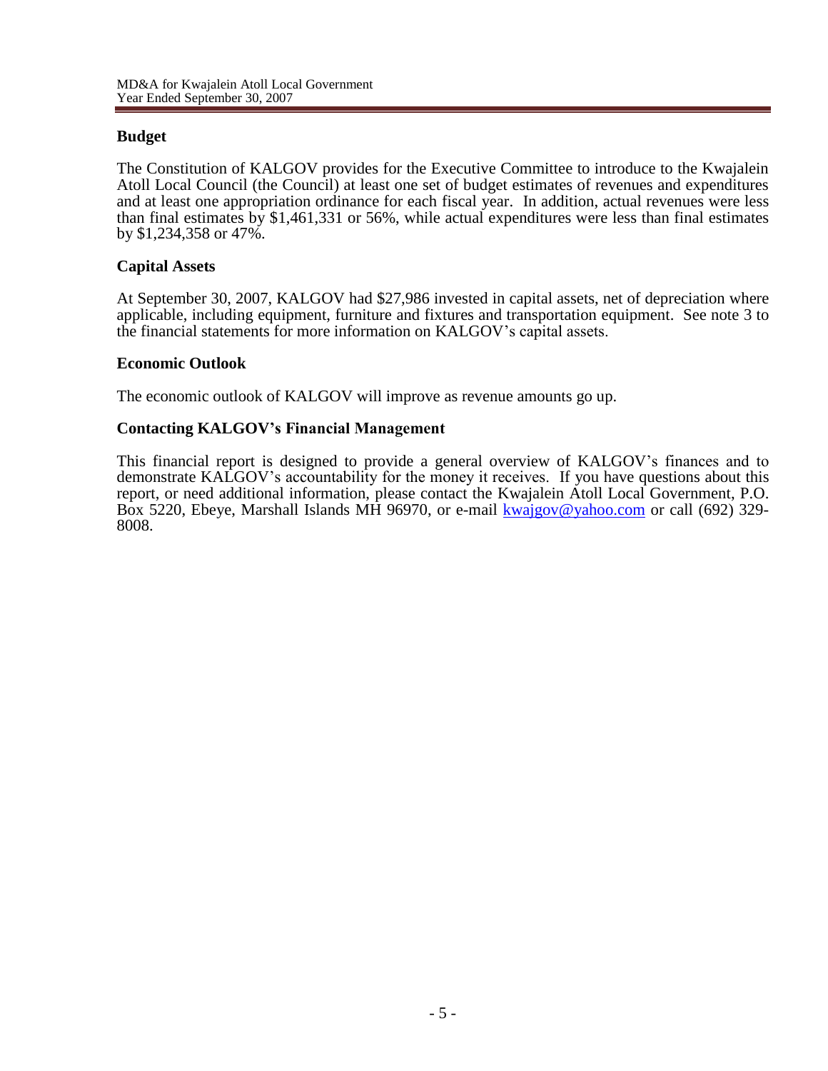## Budget

The Constitution of KALGOV provides for the Executive Committee to introduce to the Kwajalein Atoll Local Council (the Council) at least one set of budget estimates of revenues and expenditures and at least one appropriation ordinance for each fiscal year. In addition, actual revenues were less than final estimates by $1,461,331 or 56%, while actual expenditures were less than final estimates by $1,234,358 or 47%.

## Capital Assets

At September 30, 2007, KALGOV had $27,986 invested in capital assets, net of depreciation where applicable, including equipment, furniture and fixtures and transportation equipment. See note 3 to the financial statements for more information on KALGOV's capital assets.

## Economic Outlook

The economic outlook of KALGOV will improve as revenue amounts go up.

## Contacting KALGOV's Financial Management

This financial report is designed to provide a general overview of KALGOV's finances and to demonstrate KALGOV's accountability for the money it receives. If you have questions about this report, or need additional information, please contact the Kwajalein Atoll Local Government, P.O. Box 5220, Ebeye, Marshall Islands MH 96970, or e-mail kwajgov@yahoo.com or call (692) 329-8008.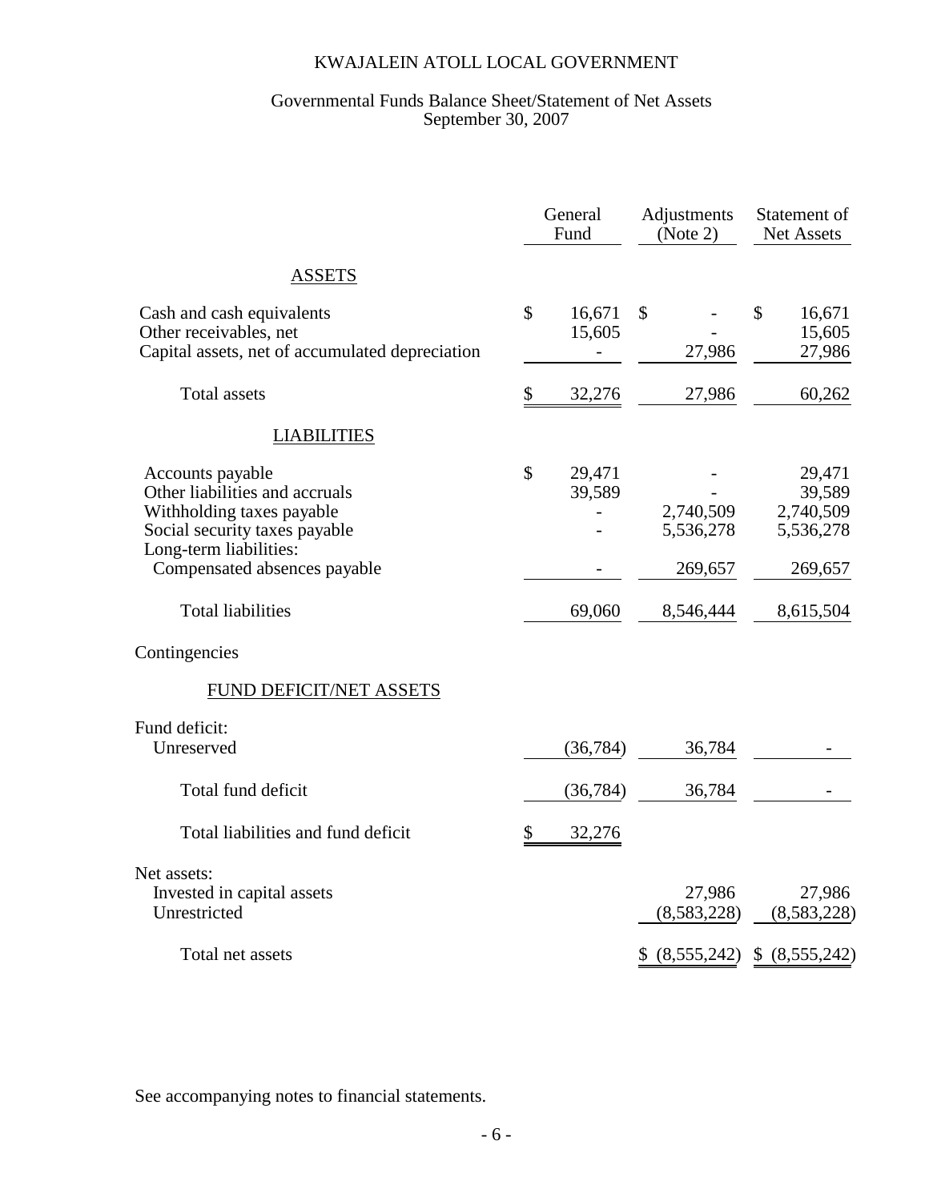# KWAJALEIN ATOLL LOCAL GOVERNMENT

## Governmental Funds Balance Sheet/Statement of Net Assets
## September 30, 2007

| | General Fund | Adjustments (Note 2) | Statement of Net Assets |
|---|---|---|---|
| **ASSETS** | | | |
| Cash and cash equivalents | $ 16,671 | $ - | $ 16,671 |
| Other receivables, net | 15,605 | - | 15,605 |
| Capital assets, net of accumulated depreciation | - | 27,986 | 27,986 |
| Total assets | $ 32,276 | 27,986 | 60,262 |
| **LIABILITIES** | | | |
| Accounts payable | $ 29,471 | - | 29,471 |
| Other liabilities and accruals | 39,589 | - | 39,589 |
| Withholding taxes payable | - | 2,740,509 | 2,740,509 |
| Social security taxes payable | - | 5,536,278 | 5,536,278 |
| Long-term liabilities: | | | |
| Compensated absences payable | - | 269,657 | 269,657 |
| Total liabilities | 69,060 | 8,546,444 | 8,615,504 |
| Contingencies | | | |
| **FUND DEFICIT/NET ASSETS** | | | |
| Fund deficit: | | | |
| Unreserved | (36,784) | 36,784 | - |
| Total fund deficit | (36,784) | 36,784 | - |
| Total liabilities and fund deficit | $ 32,276 | | |
| Net assets: | | | |
| Invested in capital assets | | 27,986 | 27,986 |
| Unrestricted | | (8,583,228) | (8,583,228) |
| Total net assets | | $ (8,555,242) | $ (8,555,242) |

See accompanying notes to financial statements.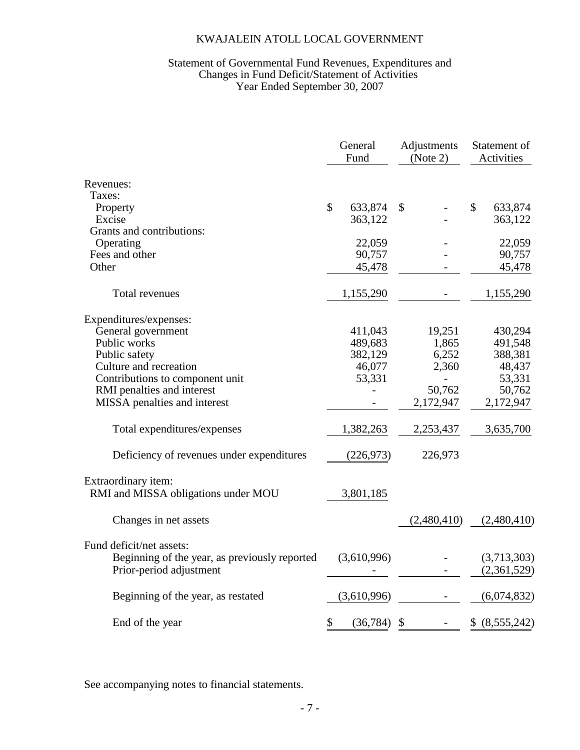# KWAJALEIN ATOLL LOCAL GOVERNMENT

## Statement of Governmental Fund Revenues, Expenditures and Changes in Fund Deficit/Statement of Activities
### Year Ended September 30, 2007

| | General Fund | Adjustments (Note 2) | Statement of Activities |
|---|---|---|---|
| Revenues: | | | |
| Taxes: | | | |
| Property | $ 633,874 | $ - | $ 633,874 |
| Excise | 363,122 | - | 363,122 |
| Grants and contributions: | | | |
| Operating | 22,059 | - | 22,059 |
| Fees and other | 90,757 | - | 90,757 |
| Other | 45,478 | - | 45,478 |
| Total revenues | 1,155,290 | - | 1,155,290 |
| Expenditures/expenses: | | | |
| General government | 411,043 | 19,251 | 430,294 |
| Public works | 489,683 | 1,865 | 491,548 |
| Public safety | 382,129 | 6,252 | 388,381 |
| Culture and recreation | 46,077 | 2,360 | 48,437 |
| Contributions to component unit | 53,331 | - | 53,331 |
| RMI penalties and interest | - | 50,762 | 50,762 |
| MISSA penalties and interest | - | 2,172,947 | 2,172,947 |
| Total expenditures/expenses | 1,382,263 | 2,253,437 | 3,635,700 |
| Deficiency of revenues under expenditures | (226,973) | 226,973 | |
| Extraordinary item: | | | |
| RMI and MISSA obligations under MOU | 3,801,185 | | |
| Changes in net assets | | (2,480,410) | (2,480,410) |
| Fund deficit/net assets: | | | |
| Beginning of the year, as previously reported | (3,610,996) | - | (3,713,303) |
| Prior-period adjustment | - | - | (2,361,529) |
| Beginning of the year, as restated | (3,610,996) | - | (6,074,832) |
| End of the year | $ (36,784) | $ - | $ (8,555,242) |

See accompanying notes to financial statements.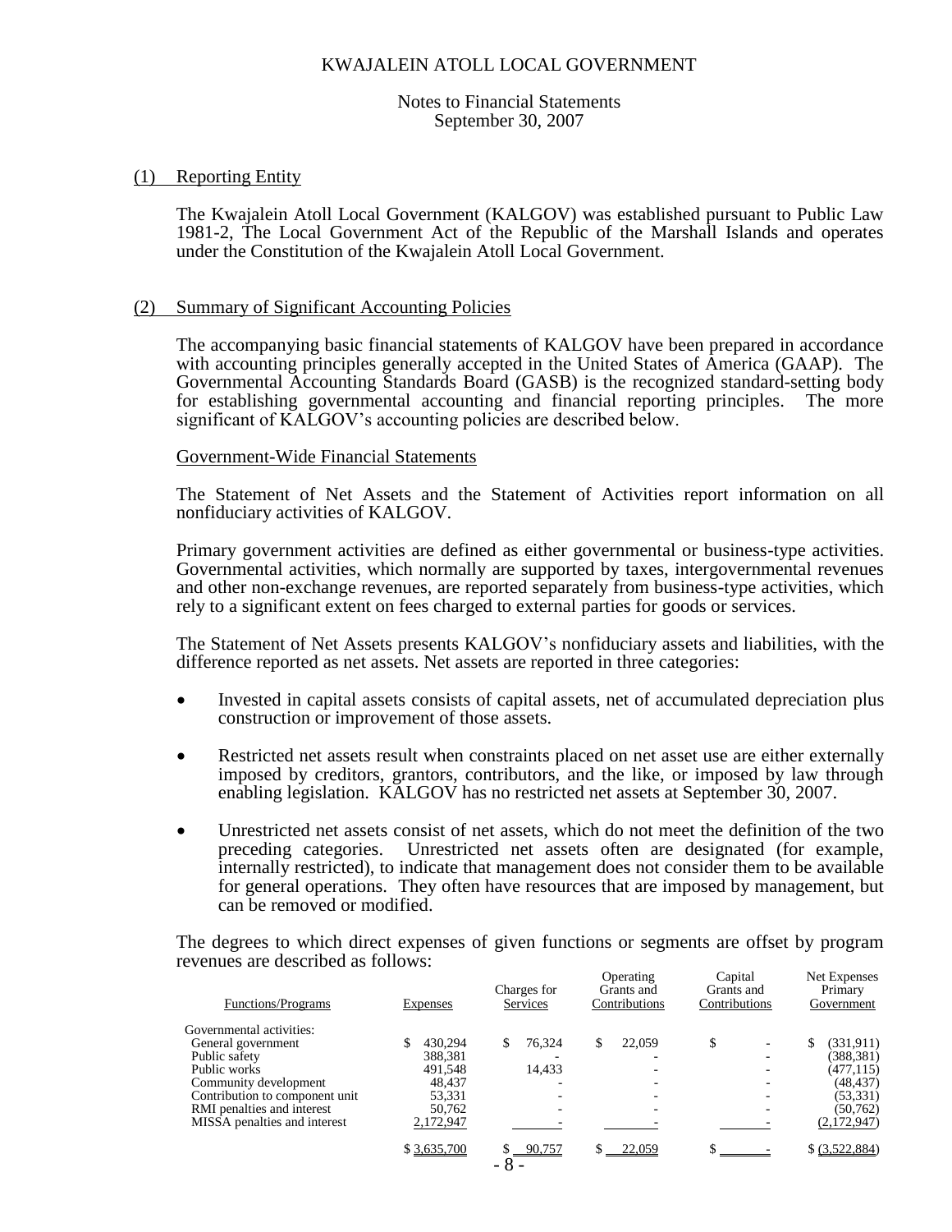KWAJALEIN ATOLL LOCAL GOVERNMENT

Notes to Financial Statements
September 30, 2007

## (1) Reporting Entity

The Kwajalein Atoll Local Government (KALGOV) was established pursuant to Public Law 1981-2, The Local Government Act of the Republic of the Marshall Islands and operates under the Constitution of the Kwajalein Atoll Local Government.

## (2) Summary of Significant Accounting Policies

The accompanying basic financial statements of KALGOV have been prepared in accordance with accounting principles generally accepted in the United States of America (GAAP). The Governmental Accounting Standards Board (GASB) is the recognized standard-setting body for establishing governmental accounting and financial reporting principles. The more significant of KALGOV's accounting policies are described below.

### Government-Wide Financial Statements

The Statement of Net Assets and the Statement of Activities report information on all nonfiduciary activities of KALGOV.

Primary government activities are defined as either governmental or business-type activities. Governmental activities, which normally are supported by taxes, intergovernmental revenues and other non-exchange revenues, are reported separately from business-type activities, which rely to a significant extent on fees charged to external parties for goods or services.

The Statement of Net Assets presents KALGOV's nonfiduciary assets and liabilities, with the difference reported as net assets. Net assets are reported in three categories:

- Invested in capital assets consists of capital assets, net of accumulated depreciation plus construction or improvement of those assets.
- Restricted net assets result when constraints placed on net asset use are either externally imposed by creditors, grantors, contributors, and the like, or imposed by law through enabling legislation. KALGOV has no restricted net assets at September 30, 2007.
- Unrestricted net assets consist of net assets, which do not meet the definition of the two preceding categories. Unrestricted net assets often are designated (for example, internally restricted), to indicate that management does not consider them to be available for general operations. They often have resources that are imposed by management, but can be removed or modified.

The degrees to which direct expenses of given functions or segments are offset by program revenues are described as follows:

| Functions/Programs | Expenses | Charges for Services | Operating Grants and Contributions | Capital Grants and Contributions | Net Expenses Primary Government |
|---|---|---|---|---|---|
| Governmental activities: | | | | | |
| General government | $ 430,294 | $ 76,324 | $ 22,059 | $ - | $ (331,911) |
| Public safety | 388,381 | - | - | - | (388,381) |
| Public works | 491,548 | 14,433 | - | - | (477,115) |
| Community development | 48,437 | - | - | - | (48,437) |
| Contribution to component unit | 53,331 | - | - | - | (53,331) |
| RMI penalties and interest | 50,762 | - | - | - | (50,762) |
| MISSA penalties and interest | 2,172,947 | - | - | - | (2,172,947) |
| | $ 3,635,700 | $ 90,757 | $ 22,059 | $ - | $ (3,522,884) |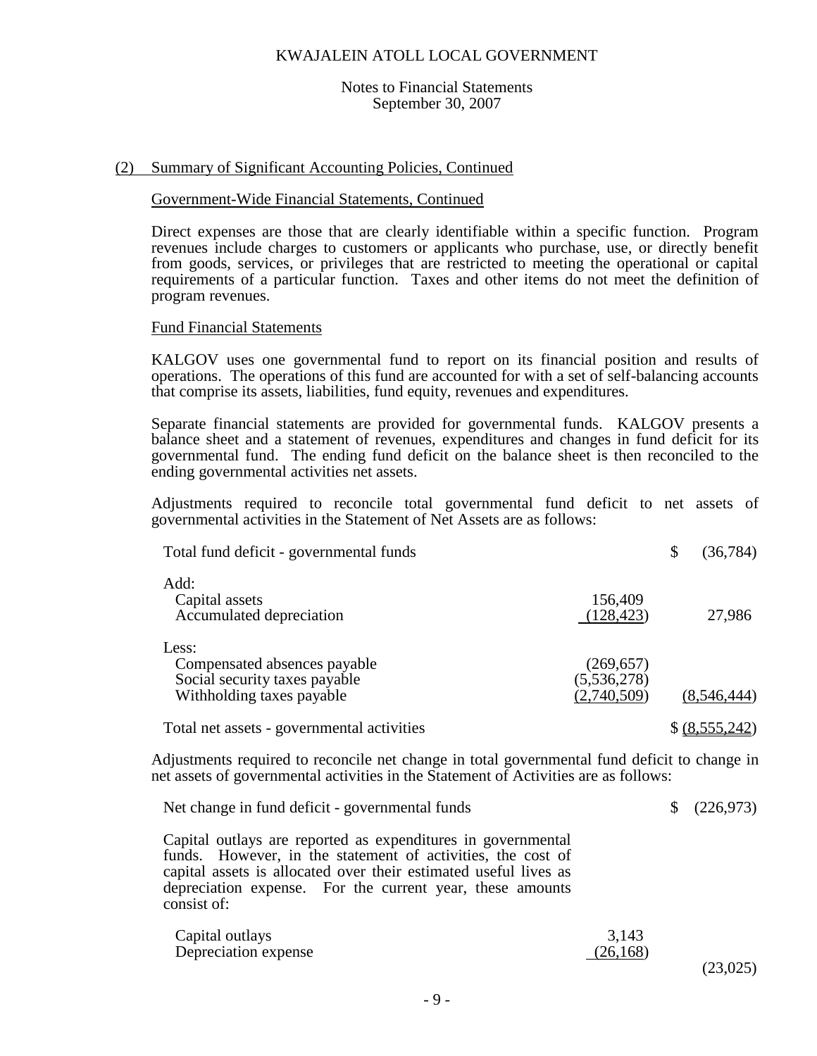KWAJALEIN ATOLL LOCAL GOVERNMENT

Notes to Financial Statements
September 30, 2007

## (2) Summary of Significant Accounting Policies, Continued

### Government-Wide Financial Statements, Continued

Direct expenses are those that are clearly identifiable within a specific function. Program revenues include charges to customers or applicants who purchase, use, or directly benefit from goods, services, or privileges that are restricted to meeting the operational or capital requirements of a particular function. Taxes and other items do not meet the definition of program revenues.

### Fund Financial Statements

KALGOV uses one governmental fund to report on its financial position and results of operations. The operations of this fund are accounted for with a set of self-balancing accounts that comprise its assets, liabilities, fund equity, revenues and expenditures.

Separate financial statements are provided for governmental funds. KALGOV presents a balance sheet and a statement of revenues, expenditures and changes in fund deficit for its governmental fund. The ending fund deficit on the balance sheet is then reconciled to the ending governmental activities net assets.

Adjustments required to reconcile total governmental fund deficit to net assets of governmental activities in the Statement of Net Assets are as follows:

| | | |
|---|---|---|
| Total fund deficit - governmental funds | | $ (36,784) |
| Add: | | |
| Capital assets | 156,409 | |
| Accumulated depreciation | (128,423) | 27,986 |
| Less: | | |
| Compensated absences payable | (269,657) | |
| Social security taxes payable | (5,536,278) | |
| Withholding taxes payable | (2,740,509) | (8,546,444) |
| Total net assets - governmental activities | | $ (8,555,242) |

Adjustments required to reconcile net change in total governmental fund deficit to change in net assets of governmental activities in the Statement of Activities are as follows:

| | | |
|---|---|---|
| Net change in fund deficit - governmental funds | | $ (226,973) |
| Capital outlays are reported as expenditures in governmental funds. However, in the statement of activities, the cost of capital assets is allocated over their estimated useful lives as depreciation expense. For the current year, these amounts consist of: | | |
| Capital outlays | 3,143 | |
| Depreciation expense | (26,168) | (23,025) |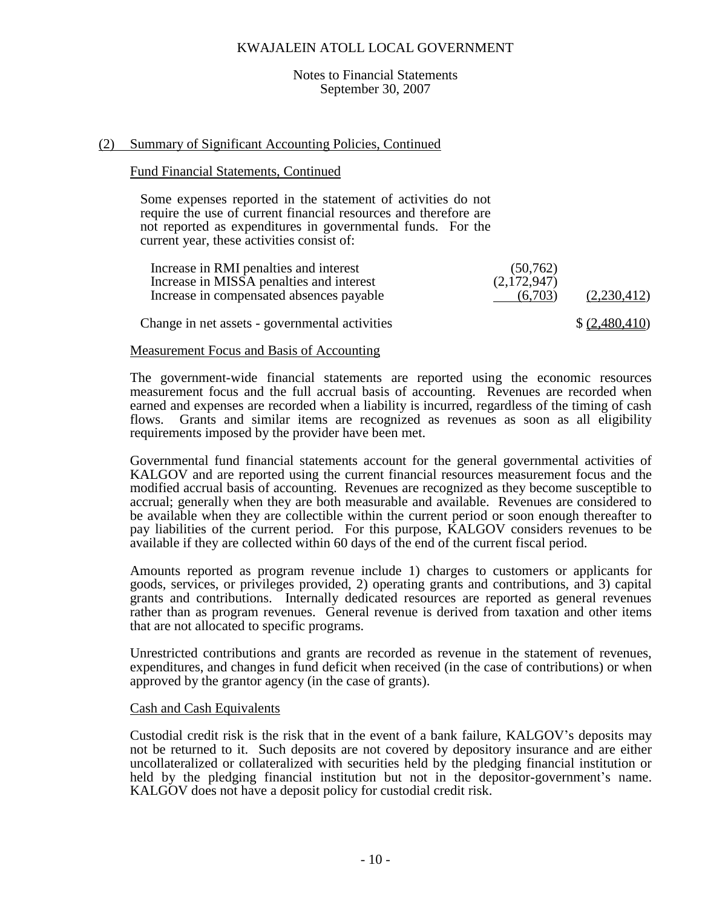KWAJALEIN ATOLL LOCAL GOVERNMENT

Notes to Financial Statements
September 30, 2007

## (2) Summary of Significant Accounting Policies, Continued

### Fund Financial Statements, Continued

Some expenses reported in the statement of activities do not require the use of current financial resources and therefore are not reported as expenditures in governmental funds. For the current year, these activities consist of:

| | | |
|---|---|---|
| Increase in RMI penalties and interest | (50,762) | |
| Increase in MISSA penalties and interest | (2,172,947) | |
| Increase in compensated absences payable | (6,703) | (2,230,412) |
| Change in net assets - governmental activities | | $ (2,480,410) |

### Measurement Focus and Basis of Accounting

The government-wide financial statements are reported using the economic resources measurement focus and the full accrual basis of accounting. Revenues are recorded when earned and expenses are recorded when a liability is incurred, regardless of the timing of cash flows. Grants and similar items are recognized as revenues as soon as all eligibility requirements imposed by the provider have been met.

Governmental fund financial statements account for the general governmental activities of KALGOV and are reported using the current financial resources measurement focus and the modified accrual basis of accounting. Revenues are recognized as they become susceptible to accrual; generally when they are both measurable and available. Revenues are considered to be available when they are collectible within the current period or soon enough thereafter to pay liabilities of the current period. For this purpose, KALGOV considers revenues to be available if they are collected within 60 days of the end of the current fiscal period.

Amounts reported as program revenue include 1) charges to customers or applicants for goods, services, or privileges provided, 2) operating grants and contributions, and 3) capital grants and contributions. Internally dedicated resources are reported as general revenues rather than as program revenues. General revenue is derived from taxation and other items that are not allocated to specific programs.

Unrestricted contributions and grants are recorded as revenue in the statement of revenues, expenditures, and changes in fund deficit when received (in the case of contributions) or when approved by the grantor agency (in the case of grants).

### Cash and Cash Equivalents

Custodial credit risk is the risk that in the event of a bank failure, KALGOV's deposits may not be returned to it. Such deposits are not covered by depository insurance and are either uncollateralized or collateralized with securities held by the pledging financial institution or held by the pledging financial institution but not in the depositor-government's name. KALGOV does not have a deposit policy for custodial credit risk.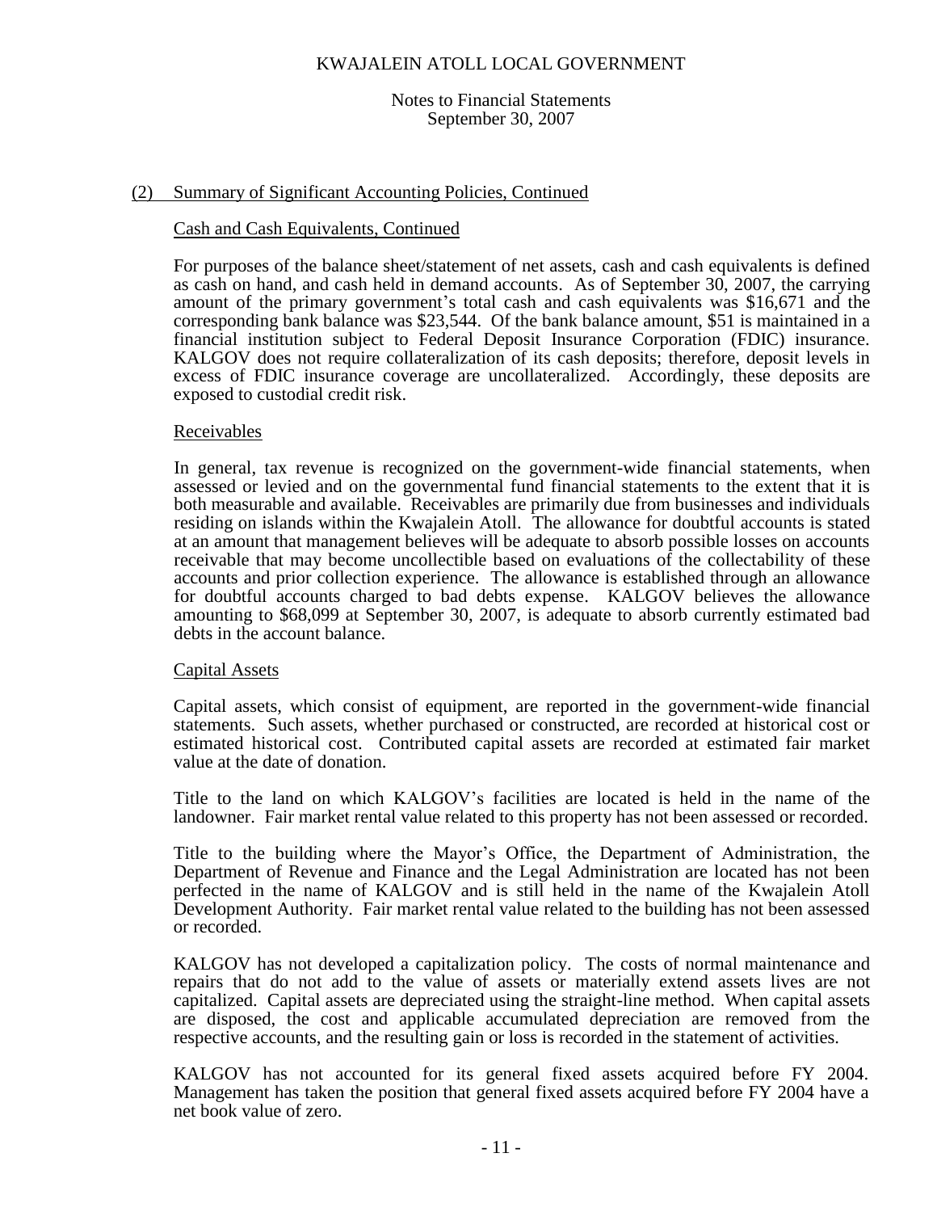## (2) Summary of Significant Accounting Policies, Continued

### Cash and Cash Equivalents, Continued

For purposes of the balance sheet/statement of net assets, cash and cash equivalents is defined as cash on hand, and cash held in demand accounts. As of September 30, 2007, the carrying amount of the primary government's total cash and cash equivalents was $16,671 and the corresponding bank balance was $23,544. Of the bank balance amount, $51 is maintained in a financial institution subject to Federal Deposit Insurance Corporation (FDIC) insurance. KALGOV does not require collateralization of its cash deposits; therefore, deposit levels in excess of FDIC insurance coverage are uncollateralized. Accordingly, these deposits are exposed to custodial credit risk.

### Receivables

In general, tax revenue is recognized on the government-wide financial statements, when assessed or levied and on the governmental fund financial statements to the extent that it is both measurable and available. Receivables are primarily due from businesses and individuals residing on islands within the Kwajalein Atoll. The allowance for doubtful accounts is stated at an amount that management believes will be adequate to absorb possible losses on accounts receivable that may become uncollectible based on evaluations of the collectability of these accounts and prior collection experience. The allowance is established through an allowance for doubtful accounts charged to bad debts expense. KALGOV believes the allowance amounting to $68,099 at September 30, 2007, is adequate to absorb currently estimated bad debts in the account balance.

### Capital Assets

Capital assets, which consist of equipment, are reported in the government-wide financial statements. Such assets, whether purchased or constructed, are recorded at historical cost or estimated historical cost. Contributed capital assets are recorded at estimated fair market value at the date of donation.

Title to the land on which KALGOV's facilities are located is held in the name of the landowner. Fair market rental value related to this property has not been assessed or recorded.

Title to the building where the Mayor's Office, the Department of Administration, the Department of Revenue and Finance and the Legal Administration are located has not been perfected in the name of KALGOV and is still held in the name of the Kwajalein Atoll Development Authority. Fair market rental value related to the building has not been assessed or recorded.

KALGOV has not developed a capitalization policy. The costs of normal maintenance and repairs that do not add to the value of assets or materially extend assets lives are not capitalized. Capital assets are depreciated using the straight-line method. When capital assets are disposed, the cost and applicable accumulated depreciation are removed from the respective accounts, and the resulting gain or loss is recorded in the statement of activities.

KALGOV has not accounted for its general fixed assets acquired before FY 2004. Management has taken the position that general fixed assets acquired before FY 2004 have a net book value of zero.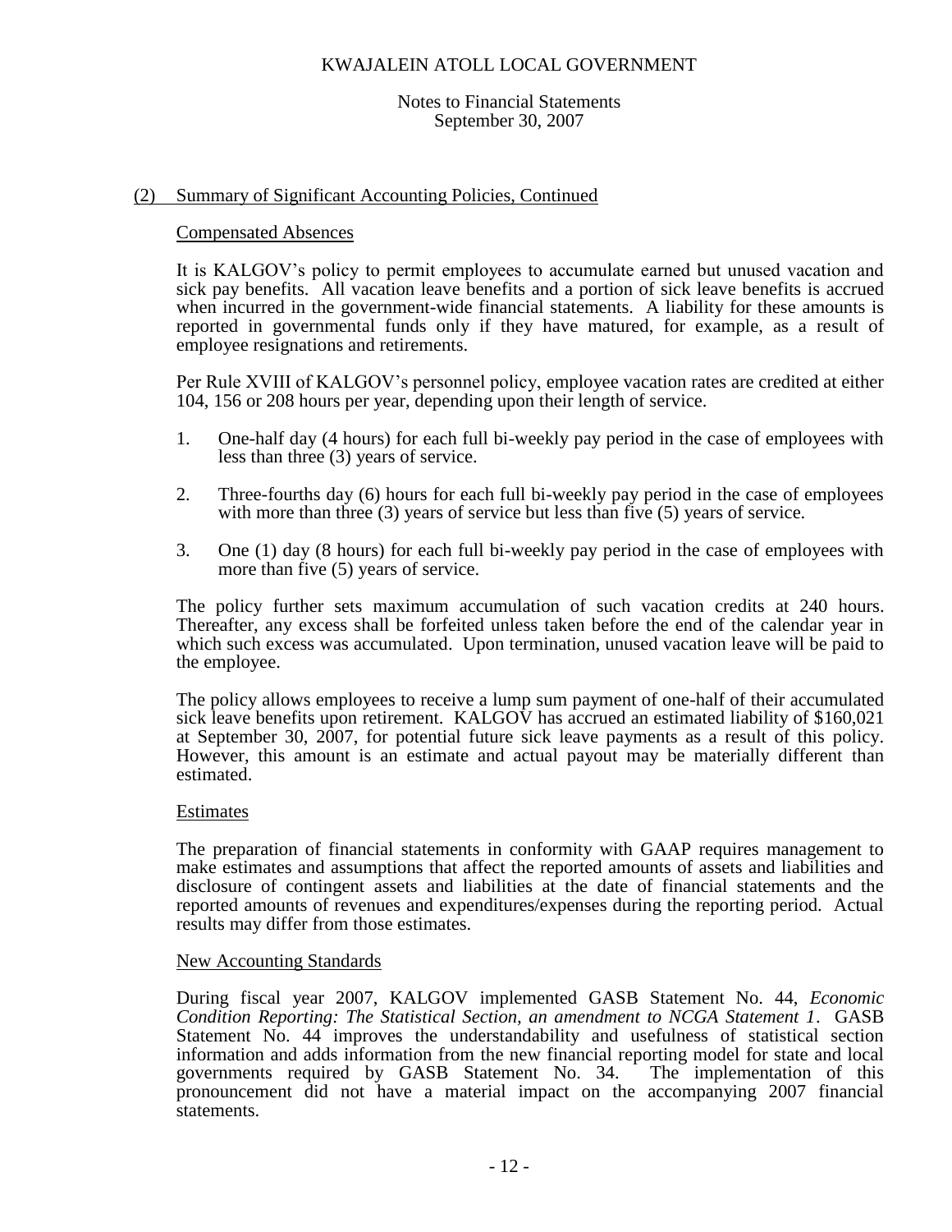## (2) Summary of Significant Accounting Policies, Continued

### Compensated Absences

It is KALGOV's policy to permit employees to accumulate earned but unused vacation and sick pay benefits. All vacation leave benefits and a portion of sick leave benefits is accrued when incurred in the government-wide financial statements. A liability for these amounts is reported in governmental funds only if they have matured, for example, as a result of employee resignations and retirements.

Per Rule XVIII of KALGOV's personnel policy, employee vacation rates are credited at either 104, 156 or 208 hours per year, depending upon their length of service.

1. One-half day (4 hours) for each full bi-weekly pay period in the case of employees with less than three (3) years of service.

2. Three-fourths day (6) hours for each full bi-weekly pay period in the case of employees with more than three (3) years of service but less than five (5) years of service.

3. One (1) day (8 hours) for each full bi-weekly pay period in the case of employees with more than five (5) years of service.

The policy further sets maximum accumulation of such vacation credits at 240 hours. Thereafter, any excess shall be forfeited unless taken before the end of the calendar year in which such excess was accumulated. Upon termination, unused vacation leave will be paid to the employee.

The policy allows employees to receive a lump sum payment of one-half of their accumulated sick leave benefits upon retirement. KALGOV has accrued an estimated liability of $160,021 at September 30, 2007, for potential future sick leave payments as a result of this policy. However, this amount is an estimate and actual payout may be materially different than estimated.

### Estimates

The preparation of financial statements in conformity with GAAP requires management to make estimates and assumptions that affect the reported amounts of assets and liabilities and disclosure of contingent assets and liabilities at the date of financial statements and the reported amounts of revenues and expenditures/expenses during the reporting period. Actual results may differ from those estimates.

### New Accounting Standards

During fiscal year 2007, KALGOV implemented GASB Statement No. 44, *Economic Condition Reporting: The Statistical Section, an amendment to NCGA Statement 1*. GASB Statement No. 44 improves the understandability and usefulness of statistical section information and adds information from the new financial reporting model for state and local governments required by GASB Statement No. 34. The implementation of this pronouncement did not have a material impact on the accompanying 2007 financial statements.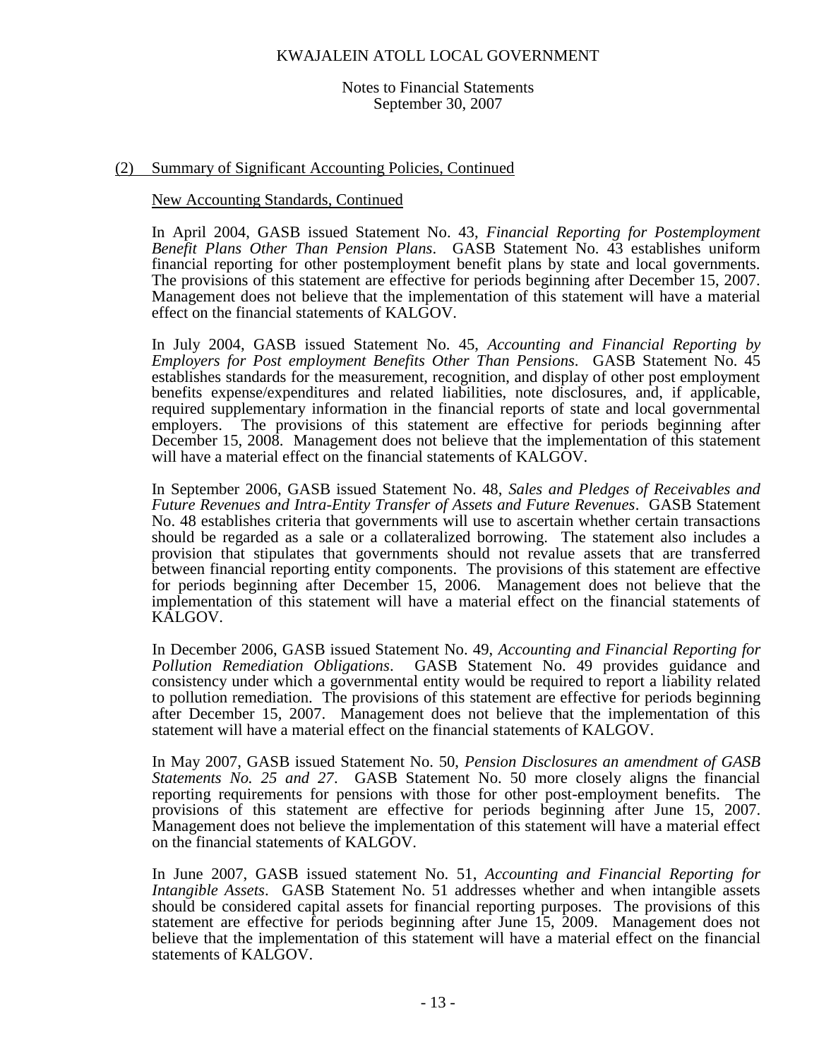## (2) Summary of Significant Accounting Policies, Continued

New Accounting Standards, Continued

In April 2004, GASB issued Statement No. 43, *Financial Reporting for Postemployment Benefit Plans Other Than Pension Plans*. GASB Statement No. 43 establishes uniform financial reporting for other postemployment benefit plans by state and local governments. The provisions of this statement are effective for periods beginning after December 15, 2007. Management does not believe that the implementation of this statement will have a material effect on the financial statements of KALGOV.

In July 2004, GASB issued Statement No. 45, *Accounting and Financial Reporting by Employers for Post employment Benefits Other Than Pensions*. GASB Statement No. 45 establishes standards for the measurement, recognition, and display of other post employment benefits expense/expenditures and related liabilities, note disclosures, and, if applicable, required supplementary information in the financial reports of state and local governmental employers. The provisions of this statement are effective for periods beginning after December 15, 2008. Management does not believe that the implementation of this statement will have a material effect on the financial statements of KALGOV.

In September 2006, GASB issued Statement No. 48, *Sales and Pledges of Receivables and Future Revenues and Intra-Entity Transfer of Assets and Future Revenues*. GASB Statement No. 48 establishes criteria that governments will use to ascertain whether certain transactions should be regarded as a sale or a collateralized borrowing. The statement also includes a provision that stipulates that governments should not revalue assets that are transferred between financial reporting entity components. The provisions of this statement are effective for periods beginning after December 15, 2006. Management does not believe that the implementation of this statement will have a material effect on the financial statements of KALGOV.

In December 2006, GASB issued Statement No. 49, *Accounting and Financial Reporting for Pollution Remediation Obligations*. GASB Statement No. 49 provides guidance and consistency under which a governmental entity would be required to report a liability related to pollution remediation. The provisions of this statement are effective for periods beginning after December 15, 2007. Management does not believe that the implementation of this statement will have a material effect on the financial statements of KALGOV.

In May 2007, GASB issued Statement No. 50, *Pension Disclosures an amendment of GASB Statements No. 25 and 27*. GASB Statement No. 50 more closely aligns the financial reporting requirements for pensions with those for other post-employment benefits. The provisions of this statement are effective for periods beginning after June 15, 2007. Management does not believe the implementation of this statement will have a material effect on the financial statements of KALGOV.

In June 2007, GASB issued statement No. 51, *Accounting and Financial Reporting for Intangible Assets*. GASB Statement No. 51 addresses whether and when intangible assets should be considered capital assets for financial reporting purposes. The provisions of this statement are effective for periods beginning after June 15, 2009. Management does not believe that the implementation of this statement will have a material effect on the financial statements of KALGOV.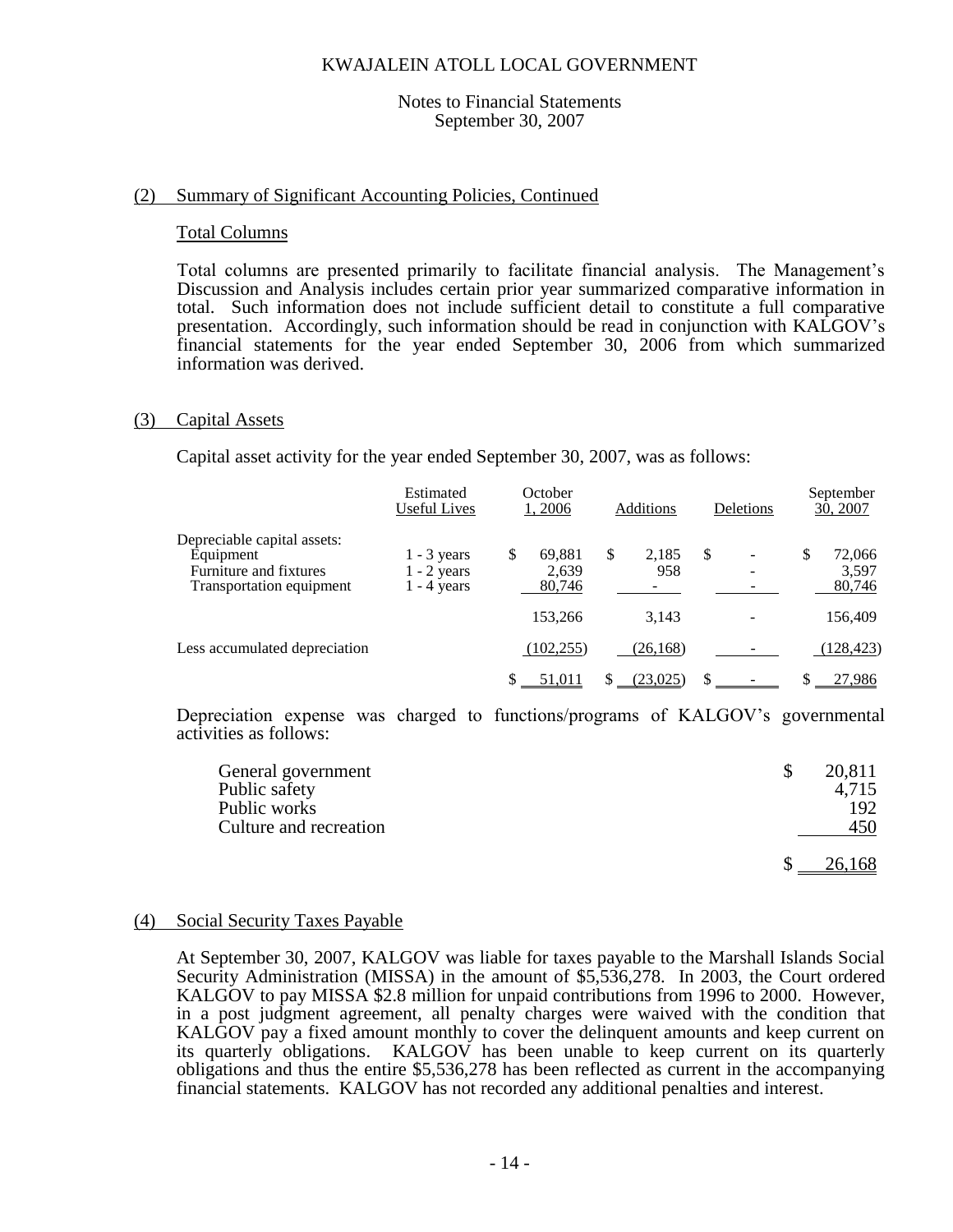KWAJALEIN ATOLL LOCAL GOVERNMENT

Notes to Financial Statements
September 30, 2007

## (2) Summary of Significant Accounting Policies, Continued

### Total Columns

Total columns are presented primarily to facilitate financial analysis. The Management's Discussion and Analysis includes certain prior year summarized comparative information in total. Such information does not include sufficient detail to constitute a full comparative presentation. Accordingly, such information should be read in conjunction with KALGOV's financial statements for the year ended September 30, 2006 from which summarized information was derived.

## (3) Capital Assets

Capital asset activity for the year ended September 30, 2007, was as follows:

| | Estimated Useful Lives | October 1, 2006 | Additions | Deletions | September 30, 2007 |
|---|---|---|---|---|---|
| Depreciable capital assets: | | | | | |
| Equipment | 1 - 3 years | $ 69,881 | $ 2,185 | $ - | $ 72,066 |
| Furniture and fixtures | 1 - 2 years | 2,639 | 958 | - | 3,597 |
| Transportation equipment | 1 - 4 years | 80,746 | - | - | 80,746 |
| | | 153,266 | 3,143 | - | 156,409 |
| Less accumulated depreciation | | (102,255) | (26,168) | - | (128,423) |
| | | $ 51,011 | $ (23,025) | $ - | $ 27,986 |

Depreciation expense was charged to functions/programs of KALGOV's governmental activities as follows:

| | |
|---|---|
| General government | $ 20,811 |
| Public safety | 4,715 |
| Public works | 192 |
| Culture and recreation | 450 |
| | $ 26,168 |

## (4) Social Security Taxes Payable

At September 30, 2007, KALGOV was liable for taxes payable to the Marshall Islands Social Security Administration (MISSA) in the amount of $5,536,278. In 2003, the Court ordered KALGOV to pay MISSA $2.8 million for unpaid contributions from 1996 to 2000. However, in a post judgment agreement, all penalty charges were waived with the condition that KALGOV pay a fixed amount monthly to cover the delinquent amounts and keep current on its quarterly obligations. KALGOV has been unable to keep current on its quarterly obligations and thus the entire $5,536,278 has been reflected as current in the accompanying financial statements. KALGOV has not recorded any additional penalties and interest.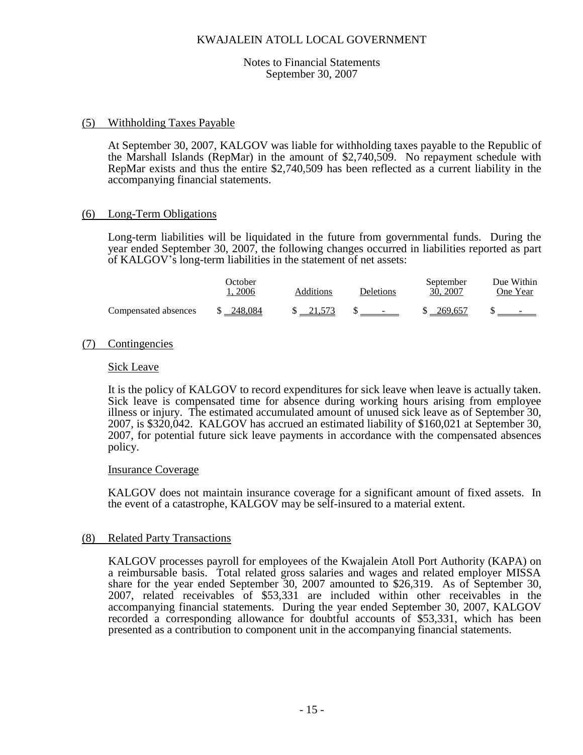# KWAJALEIN ATOLL LOCAL GOVERNMENT

Notes to Financial Statements
September 30, 2007

## (5) Withholding Taxes Payable

At September 30, 2007, KALGOV was liable for withholding taxes payable to the Republic of the Marshall Islands (RepMar) in the amount of $2,740,509. No repayment schedule with RepMar exists and thus the entire $2,740,509 has been reflected as a current liability in the accompanying financial statements.

## (6) Long-Term Obligations

Long-term liabilities will be liquidated in the future from governmental funds. During the year ended September 30, 2007, the following changes occurred in liabilities reported as part of KALGOV's long-term liabilities in the statement of net assets:

| | October 1, 2006 | Additions | Deletions | September 30, 2007 | Due Within One Year |
|---|---|---|---|---|---|
| Compensated absences | $ 248,084 | $ 21,573 | $ - | $ 269,657 | $ - |

## (7) Contingencies

### Sick Leave

It is the policy of KALGOV to record expenditures for sick leave when leave is actually taken. Sick leave is compensated time for absence during working hours arising from employee illness or injury. The estimated accumulated amount of unused sick leave as of September 30, 2007, is $320,042. KALGOV has accrued an estimated liability of $160,021 at September 30, 2007, for potential future sick leave payments in accordance with the compensated absences policy.

### Insurance Coverage

KALGOV does not maintain insurance coverage for a significant amount of fixed assets. In the event of a catastrophe, KALGOV may be self-insured to a material extent.

## (8) Related Party Transactions

KALGOV processes payroll for employees of the Kwajalein Atoll Port Authority (KAPA) on a reimbursable basis. Total related gross salaries and wages and related employer MISSA share for the year ended September 30, 2007 amounted to $26,319. As of September 30, 2007, related receivables of $53,331 are included within other receivables in the accompanying financial statements. During the year ended September 30, 2007, KALGOV recorded a corresponding allowance for doubtful accounts of $53,331, which has been presented as a contribution to component unit in the accompanying financial statements.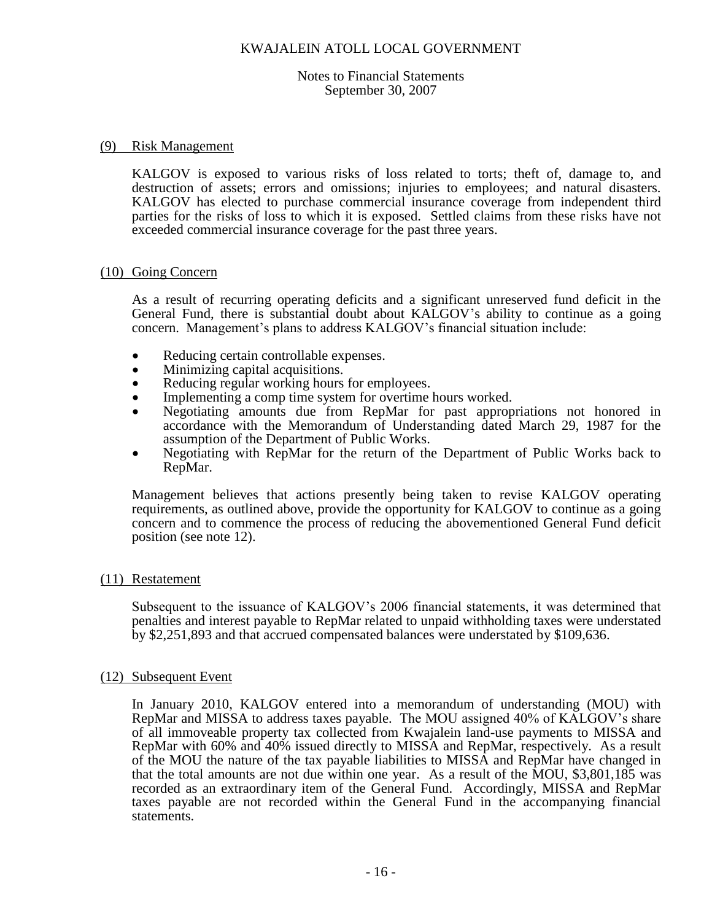## (9) Risk Management

KALGOV is exposed to various risks of loss related to torts; theft of, damage to, and destruction of assets; errors and omissions; injuries to employees; and natural disasters. KALGOV has elected to purchase commercial insurance coverage from independent third parties for the risks of loss to which it is exposed. Settled claims from these risks have not exceeded commercial insurance coverage for the past three years.

## (10) Going Concern

As a result of recurring operating deficits and a significant unreserved fund deficit in the General Fund, there is substantial doubt about KALGOV's ability to continue as a going concern. Management's plans to address KALGOV's financial situation include:

- Reducing certain controllable expenses.
- Minimizing capital acquisitions.
- Reducing regular working hours for employees.
- Implementing a comp time system for overtime hours worked.
- Negotiating amounts due from RepMar for past appropriations not honored in accordance with the Memorandum of Understanding dated March 29, 1987 for the assumption of the Department of Public Works.
- Negotiating with RepMar for the return of the Department of Public Works back to RepMar.

Management believes that actions presently being taken to revise KALGOV operating requirements, as outlined above, provide the opportunity for KALGOV to continue as a going concern and to commence the process of reducing the abovementioned General Fund deficit position (see note 12).

## (11) Restatement

Subsequent to the issuance of KALGOV's 2006 financial statements, it was determined that penalties and interest payable to RepMar related to unpaid withholding taxes were understated by $2,251,893 and that accrued compensated balances were understated by $109,636.

## (12) Subsequent Event

In January 2010, KALGOV entered into a memorandum of understanding (MOU) with RepMar and MISSA to address taxes payable. The MOU assigned 40% of KALGOV's share of all immoveable property tax collected from Kwajalein land-use payments to MISSA and RepMar with 60% and 40% issued directly to MISSA and RepMar, respectively. As a result of the MOU the nature of the tax payable liabilities to MISSA and RepMar have changed in that the total amounts are not due within one year. As a result of the MOU, $3,801,185 was recorded as an extraordinary item of the General Fund. Accordingly, MISSA and RepMar taxes payable are not recorded within the General Fund in the accompanying financial statements.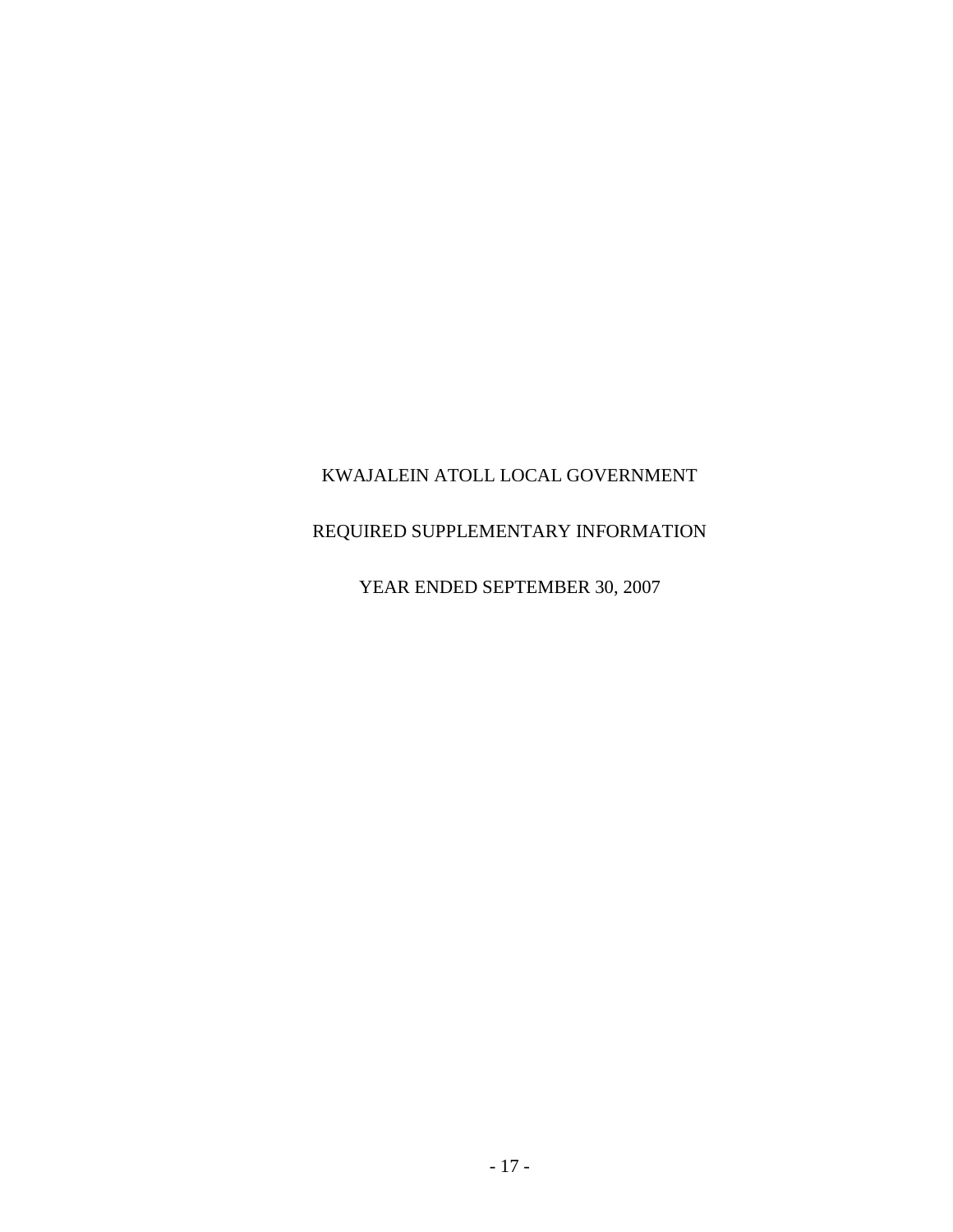KWAJALEIN ATOLL LOCAL GOVERNMENT

REQUIRED SUPPLEMENTARY INFORMATION

YEAR ENDED SEPTEMBER 30, 2007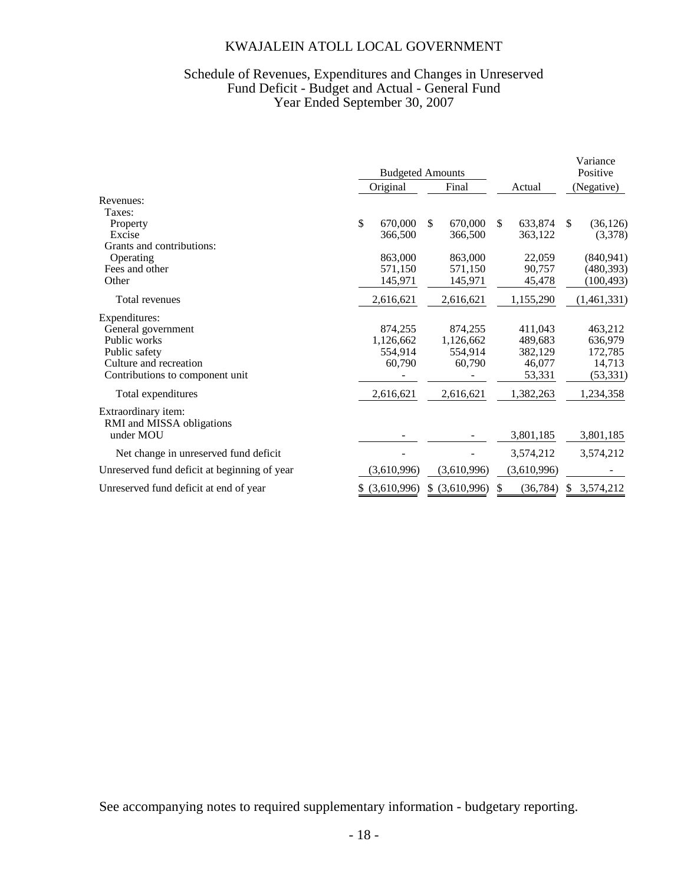# KWAJALEIN ATOLL LOCAL GOVERNMENT

## Schedule of Revenues, Expenditures and Changes in Unreserved Fund Deficit - Budget and Actual - General Fund
### Year Ended September 30, 2007

| | Budgeted Amounts | | | Variance Positive |
|---|---|---|---|---|
| | Original | Final | Actual | (Negative) |
| Revenues: | | | | |
| Taxes: | | | | |
| Property | $ 670,000 | $ 670,000 | $ 633,874 | $ (36,126) |
| Excise | 366,500 | 366,500 | 363,122 | (3,378) |
| Grants and contributions: | | | | |
| Operating | 863,000 | 863,000 | 22,059 | (840,941) |
| Fees and other | 571,150 | 571,150 | 90,757 | (480,393) |
| Other | 145,971 | 145,971 | 45,478 | (100,493) |
| Total revenues | 2,616,621 | 2,616,621 | 1,155,290 | (1,461,331) |
| Expenditures: | | | | |
| General government | 874,255 | 874,255 | 411,043 | 463,212 |
| Public works | 1,126,662 | 1,126,662 | 489,683 | 636,979 |
| Public safety | 554,914 | 554,914 | 382,129 | 172,785 |
| Culture and recreation | 60,790 | 60,790 | 46,077 | 14,713 |
| Contributions to component unit | - | - | 53,331 | (53,331) |
| Total expenditures | 2,616,621 | 2,616,621 | 1,382,263 | 1,234,358 |
| Extraordinary item: | | | | |
| RMI and MISSA obligations under MOU | - | - | 3,801,185 | 3,801,185 |
| Net change in unreserved fund deficit | - | - | 3,574,212 | 3,574,212 |
| Unreserved fund deficit at beginning of year | (3,610,996) | (3,610,996) | (3,610,996) | - |
| Unreserved fund deficit at end of year | $ (3,610,996) | $ (3,610,996) | $ (36,784) | $ 3,574,212 |

See accompanying notes to required supplementary information - budgetary reporting.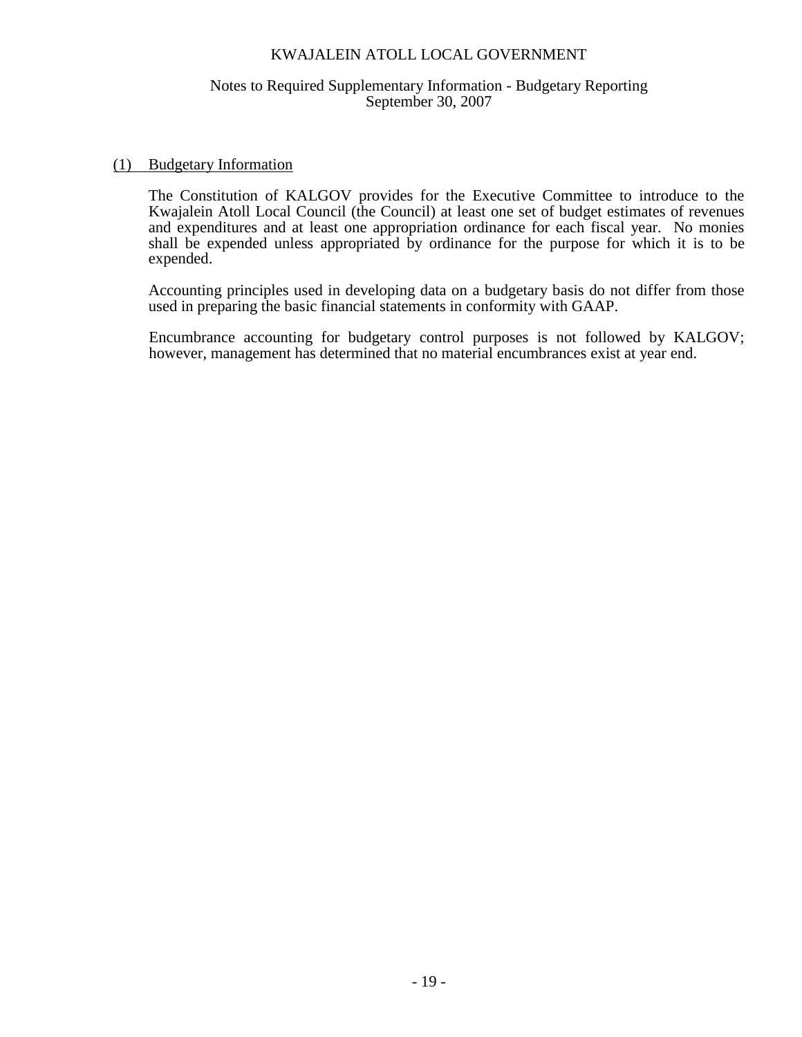# KWAJALEIN ATOLL LOCAL GOVERNMENT

## Notes to Required Supplementary Information - Budgetary Reporting
September 30, 2007

### (1) Budgetary Information

The Constitution of KALGOV provides for the Executive Committee to introduce to the Kwajalein Atoll Local Council (the Council) at least one set of budget estimates of revenues and expenditures and at least one appropriation ordinance for each fiscal year. No monies shall be expended unless appropriated by ordinance for the purpose for which it is to be expended.

Accounting principles used in developing data on a budgetary basis do not differ from those used in preparing the basic financial statements in conformity with GAAP.

Encumbrance accounting for budgetary control purposes is not followed by KALGOV; however, management has determined that no material encumbrances exist at year end.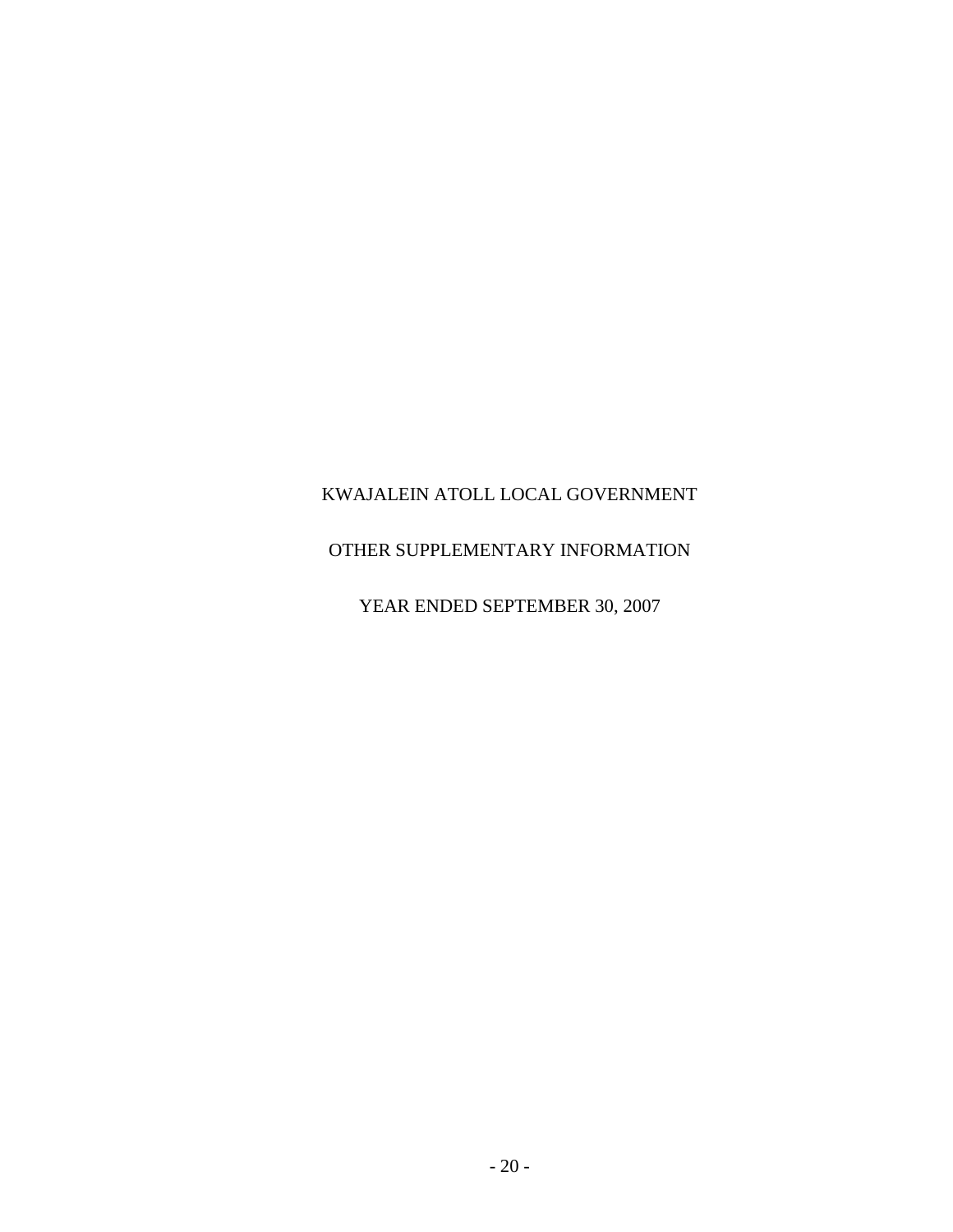KWAJALEIN ATOLL LOCAL GOVERNMENT

OTHER SUPPLEMENTARY INFORMATION

YEAR ENDED SEPTEMBER 30, 2007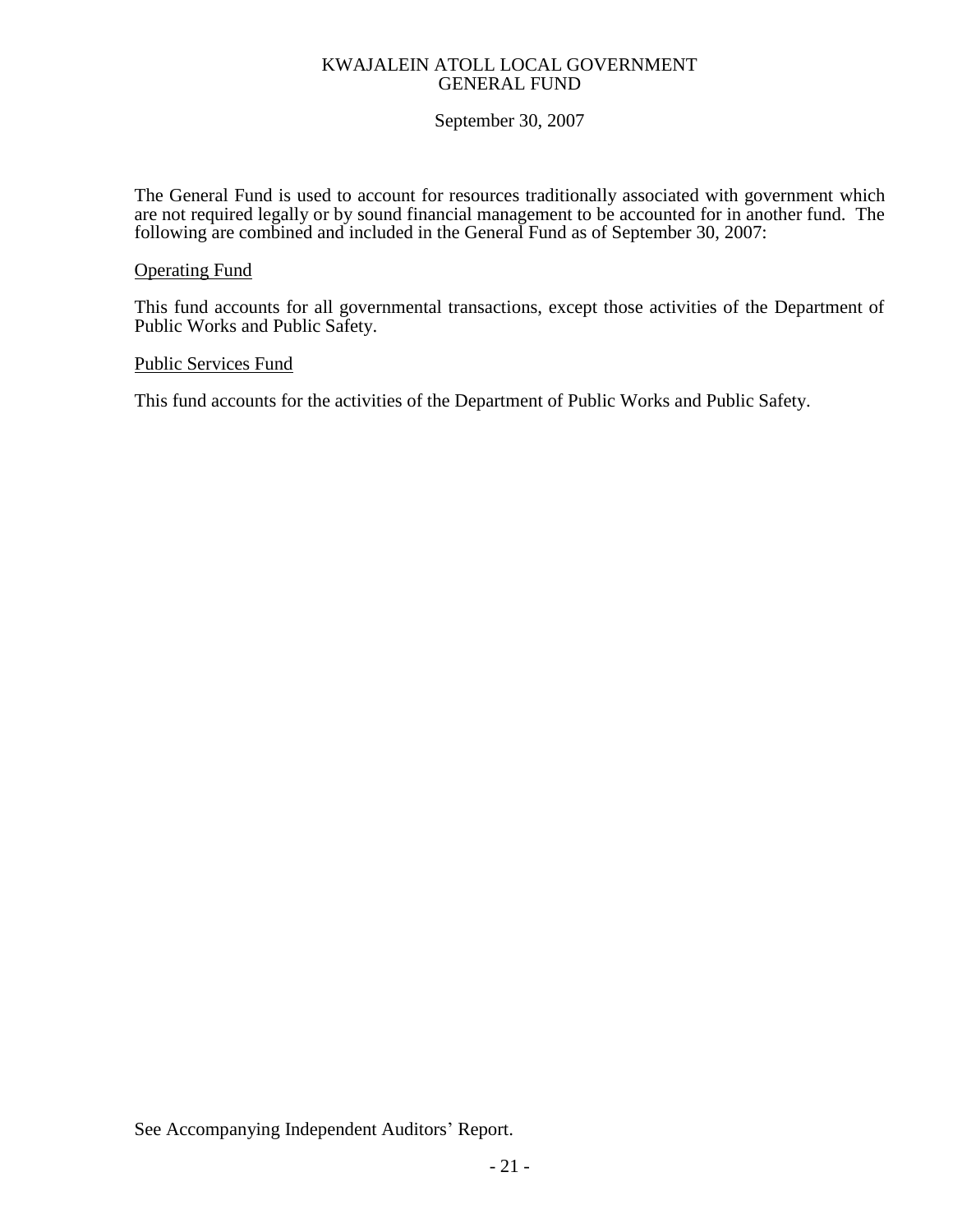KWAJALEIN ATOLL LOCAL GOVERNMENT
GENERAL FUND

September 30, 2007

The General Fund is used to account for resources traditionally associated with government which are not required legally or by sound financial management to be accounted for in another fund. The following are combined and included in the General Fund as of September 30, 2007:

Operating Fund

This fund accounts for all governmental transactions, except those activities of the Department of Public Works and Public Safety.

Public Services Fund

This fund accounts for the activities of the Department of Public Works and Public Safety.

See Accompanying Independent Auditors' Report.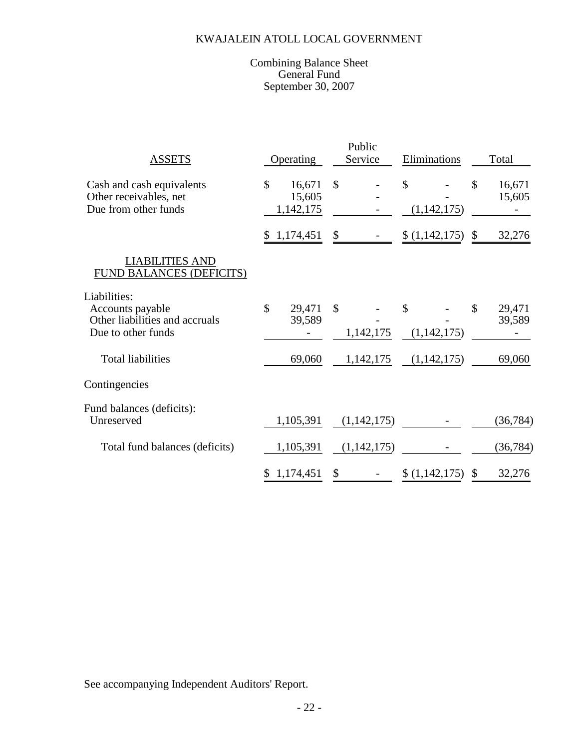# KWAJALEIN ATOLL LOCAL GOVERNMENT

## Combining Balance Sheet
## General Fund
## September 30, 2007

| ASSETS | Operating | Public Service | Eliminations | Total |
|---|---|---|---|---|
| Cash and cash equivalents | $ 16,671 | $ - | $ - | $ 16,671 |
| Other receivables, net | 15,605 | - | - | 15,605 |
| Due from other funds | 1,142,175 | - | (1,142,175) | - |
| | $ 1,174,451 | $ - | $ (1,142,175) | $ 32,276 |
| **LIABILITIES AND FUND BALANCES (DEFICITS)** | | | | |
| Liabilities: | | | | |
| Accounts payable | $ 29,471 | $ - | $ - | $ 29,471 |
| Other liabilities and accruals | 39,589 | - | - | 39,589 |
| Due to other funds | - | 1,142,175 | (1,142,175) | - |
| Total liabilities | 69,060 | 1,142,175 | (1,142,175) | 69,060 |
| Contingencies | | | | |
| Fund balances (deficits): | | | | |
| Unreserved | 1,105,391 | (1,142,175) | - | (36,784) |
| Total fund balances (deficits) | 1,105,391 | (1,142,175) | - | (36,784) |
| | $ 1,174,451 | $ - | $ (1,142,175) | $ 32,276 |

See accompanying Independent Auditors' Report.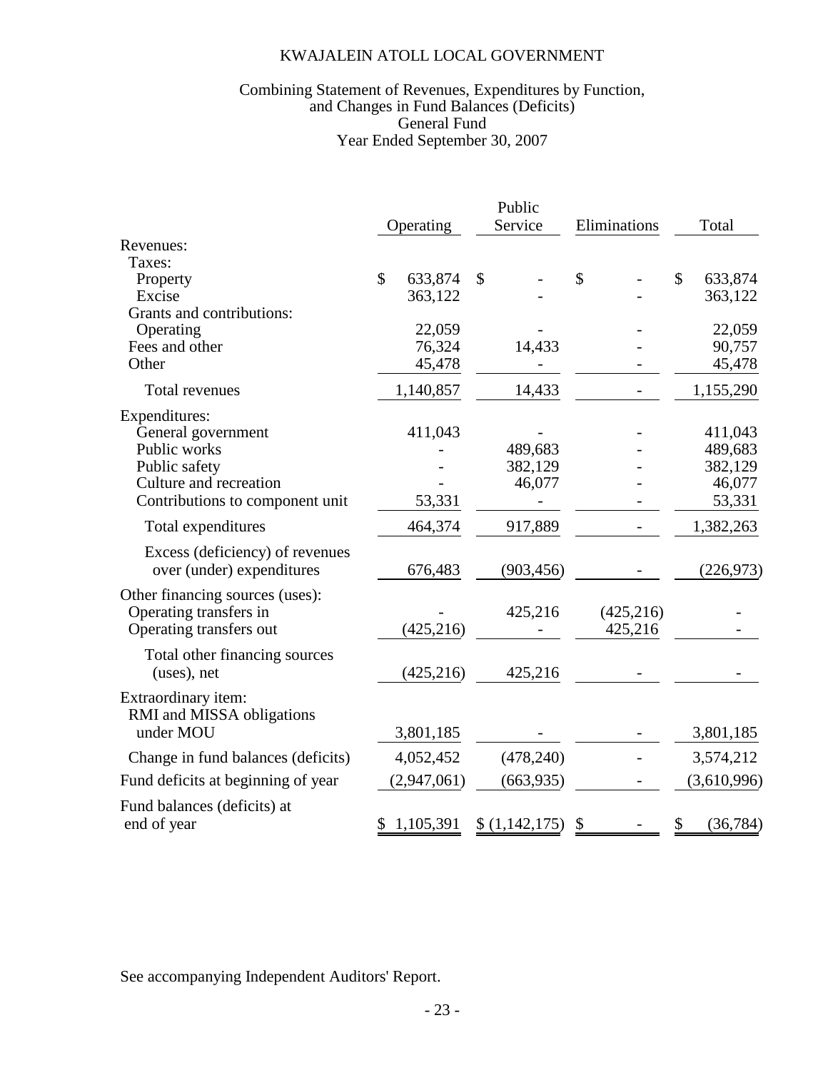# KWAJALEIN ATOLL LOCAL GOVERNMENT

## Combining Statement of Revenues, Expenditures by Function, and Changes in Fund Balances (Deficits)
## General Fund
## Year Ended September 30, 2007

| | Operating | Public Service | Eliminations | Total |
|---|---|---|---|---|
| Revenues: | | | | |
| Taxes: | | | | |
| Property | $ 633,874 | $ - | $ - | $ 633,874 |
| Excise | 363,122 | - | - | 363,122 |
| Grants and contributions: | | | | |
| Operating | 22,059 | - | - | 22,059 |
| Fees and other | 76,324 | 14,433 | - | 90,757 |
| Other | 45,478 | - | - | 45,478 |
| Total revenues | 1,140,857 | 14,433 | - | 1,155,290 |
| Expenditures: | | | | |
| General government | 411,043 | - | - | 411,043 |
| Public works | - | 489,683 | - | 489,683 |
| Public safety | - | 382,129 | - | 382,129 |
| Culture and recreation | - | 46,077 | - | 46,077 |
| Contributions to component unit | 53,331 | - | - | 53,331 |
| Total expenditures | 464,374 | 917,889 | - | 1,382,263 |
| Excess (deficiency) of revenues over (under) expenditures | 676,483 | (903,456) | - | (226,973) |
| Other financing sources (uses): | | | | |
| Operating transfers in | - | 425,216 | (425,216) | - |
| Operating transfers out | (425,216) | - | 425,216 | - |
| Total other financing sources (uses), net | (425,216) | 425,216 | - | - |
| Extraordinary item: | | | | |
| RMI and MISSA obligations under MOU | 3,801,185 | - | - | 3,801,185 |
| Change in fund balances (deficits) | 4,052,452 | (478,240) | - | 3,574,212 |
| Fund deficits at beginning of year | (2,947,061) | (663,935) | - | (3,610,996) |
| Fund balances (deficits) at end of year | $ 1,105,391 | $ (1,142,175) | $ - | $ (36,784) |

See accompanying Independent Auditors' Report.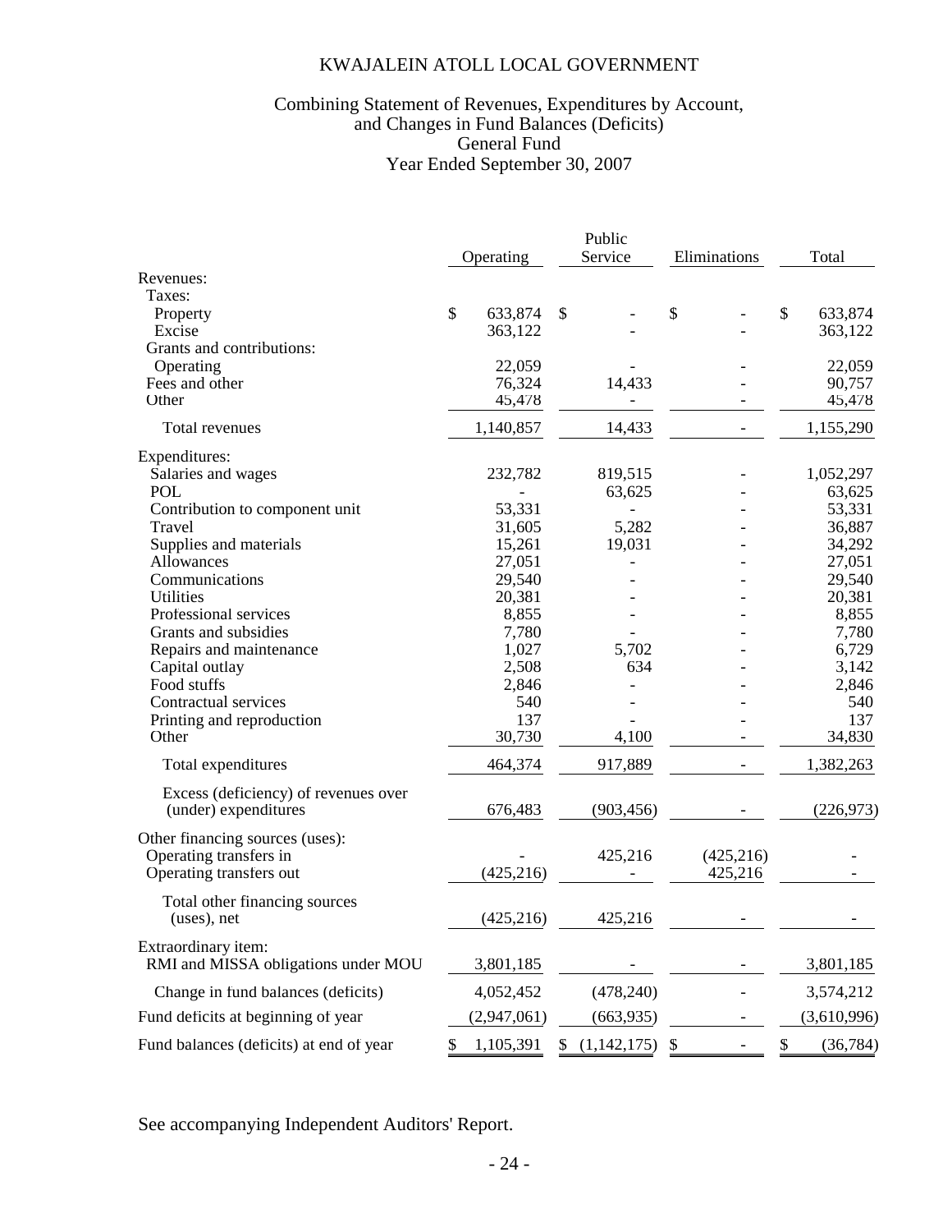# KWAJALEIN ATOLL LOCAL GOVERNMENT

## Combining Statement of Revenues, Expenditures by Account, and Changes in Fund Balances (Deficits) General Fund Year Ended September 30, 2007

| | Operating | Public Service | Eliminations | Total |
|---|---|---|---|---|
| Revenues: | | | | |
| Taxes: | | | | |
| Property | $ 633,874 | $ - | $ - | $ 633,874 |
| Excise | 363,122 | - | - | 363,122 |
| Grants and contributions: | | | | |
| Operating | 22,059 | - | - | 22,059 |
| Fees and other | 76,324 | 14,433 | - | 90,757 |
| Other | 45,478 | - | - | 45,478 |
| Total revenues | 1,140,857 | 14,433 | - | 1,155,290 |
| Expenditures: | | | | |
| Salaries and wages | 232,782 | 819,515 | - | 1,052,297 |
| POL | - | 63,625 | - | 63,625 |
| Contribution to component unit | 53,331 | - | - | 53,331 |
| Travel | 31,605 | 5,282 | - | 36,887 |
| Supplies and materials | 15,261 | 19,031 | - | 34,292 |
| Allowances | 27,051 | - | - | 27,051 |
| Communications | 29,540 | - | - | 29,540 |
| Utilities | 20,381 | - | - | 20,381 |
| Professional services | 8,855 | - | - | 8,855 |
| Grants and subsidies | 7,780 | - | - | 7,780 |
| Repairs and maintenance | 1,027 | 5,702 | - | 6,729 |
| Capital outlay | 2,508 | 634 | - | 3,142 |
| Food stuffs | 2,846 | - | - | 2,846 |
| Contractual services | 540 | - | - | 540 |
| Printing and reproduction | 137 | - | - | 137 |
| Other | 30,730 | 4,100 | - | 34,830 |
| Total expenditures | 464,374 | 917,889 | - | 1,382,263 |
| Excess (deficiency) of revenues over (under) expenditures | 676,483 | (903,456) | - | (226,973) |
| Other financing sources (uses): | | | | |
| Operating transfers in | - | 425,216 | (425,216) | - |
| Operating transfers out | (425,216) | - | 425,216 | - |
| Total other financing sources (uses), net | (425,216) | 425,216 | - | - |
| Extraordinary item: | | | | |
| RMI and MISSA obligations under MOU | 3,801,185 | - | - | 3,801,185 |
| Change in fund balances (deficits) | 4,052,452 | (478,240) | - | 3,574,212 |
| Fund deficits at beginning of year | (2,947,061) | (663,935) | - | (3,610,996) |
| Fund balances (deficits) at end of year | $ 1,105,391 | $ (1,142,175) | $ - | $ (36,784) |

See accompanying Independent Auditors' Report.